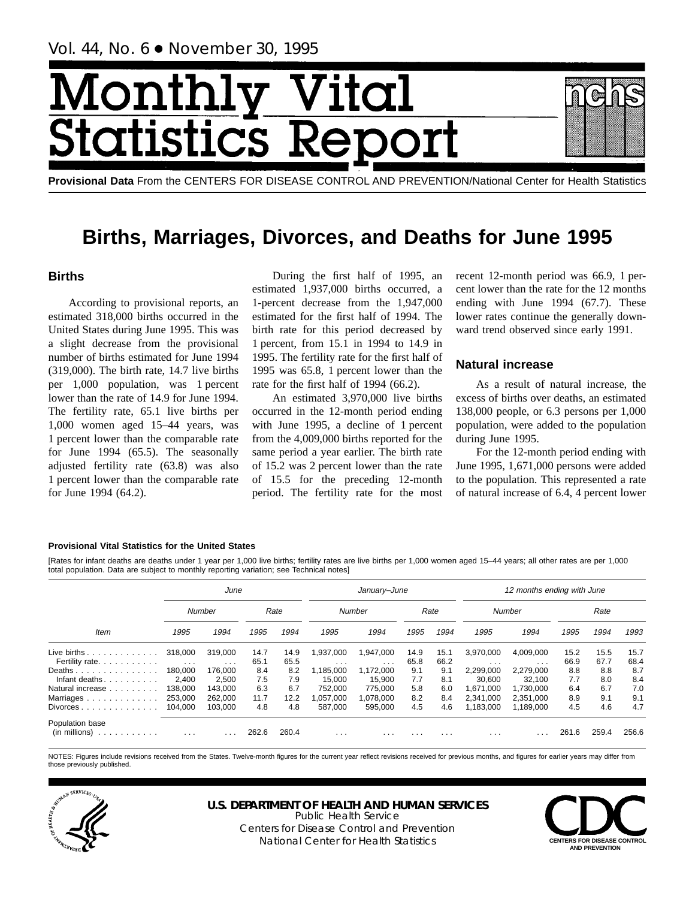# Monthly Vital Statistics Report

**Provisional Data** From the CENTERS FOR DISEASE CONTROL AND PREVENTION/National Center for Health Statistics

## Births, Marriages, Divorces, and Deaths for June 1995

### Births

According to provisional reports, an estimated 318,000 births occurred in the United States during June 1995. This was a slight decrease from the provisional number of births estimated for June 1994 (319,000). The birth rate, 14.7 live births per 1,000 population, was 1 percent lower than the rate of 14.9 for June 1994. The fertility rate, 65.1 live births per 1,000 women aged 15–44 years, was 1 percent lower than the comparable rate for June 1994 (65.5). The seasonally adjusted fertility rate (63.8) was also 1 percent lower than the comparable rate for June 1994 (64.2).

During the first half of 1995, an estimated 1,937,000 births occurred, a 1-percent decrease from the 1,947,000 estimated for the first half of 1994. The birth rate for this period decreased by 1 percent, from 15.1 in 1994 to 14.9 in 1995. The fertility rate for the first half of 1995 was 65.8, 1 percent lower than the rate for the first half of 1994 (66.2).

An estimated 3,970,000 live births occurred in the 12-month period ending with June 1995, a decline of 1 percent from the 4,009,000 births reported for the same period a year earlier. The birth rate of 15.2 was 2 percent lower than the rate of 15.5 for the preceding 12-month period. The fertility rate for the most recent 12-month period was 66.9, 1 percent lower than the rate for the 12 months ending with June 1994 (67.7). These lower rates continue the generally downward trend observed since early 1991.

### Natural increase

As a result of natural increase, the excess of births over deaths, an estimated 138,000 people, or 6.3 persons per 1,000 population, were added to the population during June 1995.

For the 12-month period ending with June 1995, 1,671,000 persons were added to the population. This represented a rate of natural increase of 6.4, 4 percent lower

**Provisional Vital Statistics for the United States**

[Rates for infant deaths are deaths under 1 year per 1,000 live births; fertility rates are live births per 1,000 women aged 15–44 years; all other rates are per 1,000 total population. Data are subject to monthly reporting variation; see Technical notes]

| Item | June | | | | January–June | | | | 12 months ending with June | | | | |
|---|---|---|---|---|---|---|---|---|---|---|---|---|---|
| | Number | | Rate | | Number | | Rate | | Number | | Rate | | |
| | 1995 | 1994 | 1995 | 1994 | 1995 | 1994 | 1995 | 1994 | 1995 | 1994 | 1995 | 1994 | 1993 |
| Live births | 318,000 | 319,000 | 14.7 | 14.9 | 1,937,000 | 1,947,000 | 14.9 | 15.1 | 3,970,000 | 4,009,000 | 15.2 | 15.5 | 15.7 |
| Fertility rate | . . . | . . . | 65.1 | 65.5 | . . . | . . . | 65.8 | 66.2 | . . . | . . . | 66.9 | 67.7 | 68.4 |
| Deaths | 180,000 | 176,000 | 8.4 | 8.2 | 1,185,000 | 1,172,000 | 9.1 | 9.1 | 2,299,000 | 2,279,000 | 8.8 | 8.8 | 8.7 |
| Infant deaths | 2,400 | 2,500 | 7.5 | 7.9 | 15,000 | 15,900 | 7.7 | 8.1 | 30,600 | 32,100 | 7.7 | 8.0 | 8.4 |
| Natural increase | 138,000 | 143,000 | 6.3 | 6.7 | 752,000 | 775,000 | 5.8 | 6.0 | 1,671,000 | 1,730,000 | 6.4 | 6.7 | 7.0 |
| Marriages | 253,000 | 262,000 | 11.7 | 12.2 | 1,057,000 | 1,078,000 | 8.2 | 8.4 | 2,341,000 | 2,351,000 | 8.9 | 9.1 | 9.1 |
| Divorces | 104,000 | 103,000 | 4.8 | 4.8 | 587,000 | 595,000 | 4.5 | 4.6 | 1,183,000 | 1,189,000 | 4.5 | 4.6 | 4.7 |
| Population base (in millions) | . . . | . . . | 262.6 | 260.4 | . . . | . . . | . . . | . . . | . . . | . . . | 261.6 | 259.4 | 256.6 |

NOTES: Figures include revisions received from the States. Twelve-month figures for the current year reflect revisions received for previous months, and figures for earlier years may differ from those previously published.

**U.S. DEPARTMENT OF HEALTH AND HUMAN SERVICES**
Public Health Service
Centers for Disease Control and Prevention
National Center for Health Statistics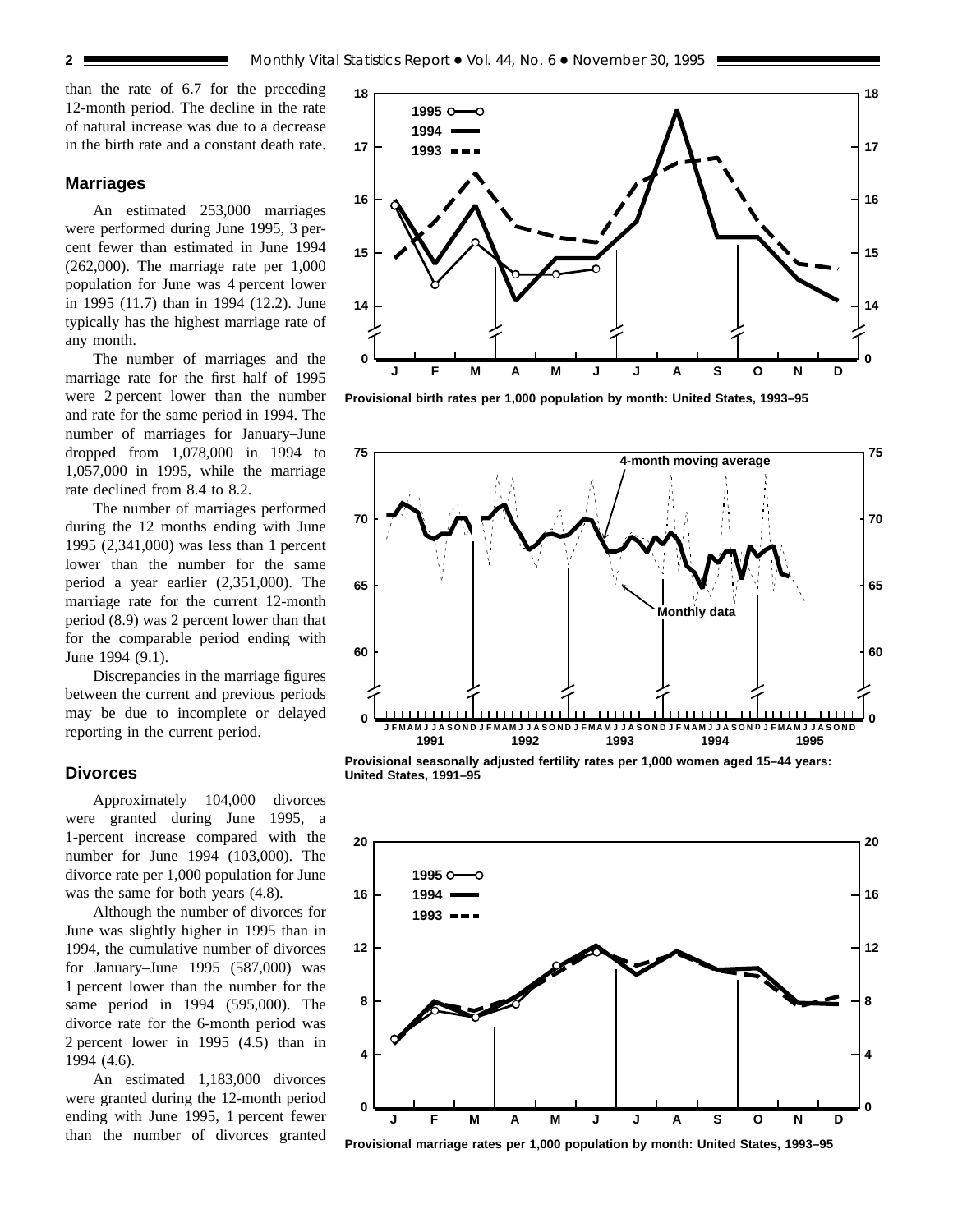than the rate of 6.7 for the preceding 12-month period. The decline in the rate of natural increase was due to a decrease in the birth rate and a constant death rate.

## Marriages

An estimated 253,000 marriages were performed during June 1995, 3 percent fewer than estimated in June 1994 (262,000). The marriage rate per 1,000 population for June was 4 percent lower in 1995 (11.7) than in 1994 (12.2). June typically has the highest marriage rate of any month.

The number of marriages and the marriage rate for the first half of 1995 were 2 percent lower than the number and rate for the same period in 1994. The number of marriages for January–June dropped from 1,078,000 in 1994 to 1,057,000 in 1995, while the marriage rate declined from 8.4 to 8.2.

The number of marriages performed during the 12 months ending with June 1995 (2,341,000) was less than 1 percent lower than the number for the same period a year earlier (2,351,000). The marriage rate for the current 12-month period (8.9) was 2 percent lower than that for the comparable period ending with June 1994 (9.1).

Discrepancies in the marriage figures between the current and previous periods may be due to incomplete or delayed reporting in the current period.

## Divorces

Approximately 104,000 divorces were granted during June 1995, a 1-percent increase compared with the number for June 1994 (103,000). The divorce rate per 1,000 population for June was the same for both years (4.8).

Although the number of divorces for June was slightly higher in 1995 than in 1994, the cumulative number of divorces for January–June 1995 (587,000) was 1 percent lower than the number for the same period in 1994 (595,000). The divorce rate for the 6-month period was 2 percent lower in 1995 (4.5) than in 1994 (4.6).

An estimated 1,183,000 divorces were granted during the 12-month period ending with June 1995, 1 percent fewer than the number of divorces granted

**Provisional birth rates per 1,000 population by month: United States, 1993–95**

**Provisional seasonally adjusted fertility rates per 1,000 women aged 15–44 years: United States, 1991–95**

**Provisional marriage rates per 1,000 population by month: United States, 1993–95**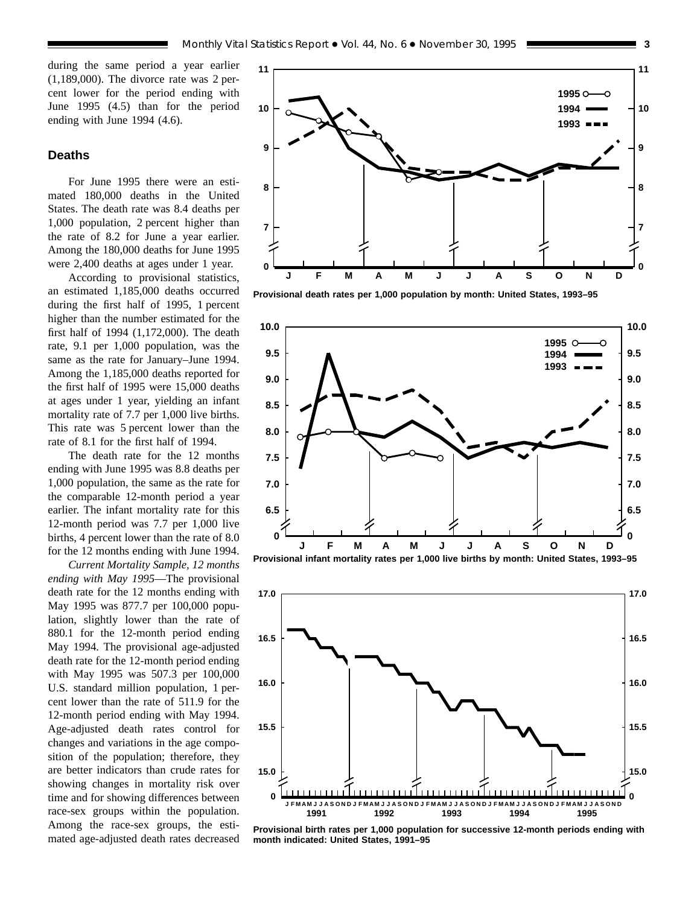during the same period a year earlier (1,189,000). The divorce rate was 2 percent lower for the period ending with June 1995 (4.5) than for the period ending with June 1994 (4.6).

## Deaths

For June 1995 there were an estimated 180,000 deaths in the United States. The death rate was 8.4 deaths per 1,000 population, 2 percent higher than the rate of 8.2 for June a year earlier. Among the 180,000 deaths for June 1995 were 2,400 deaths at ages under 1 year.

According to provisional statistics, an estimated 1,185,000 deaths occurred during the first half of 1995, 1 percent higher than the number estimated for the first half of 1994 (1,172,000). The death rate, 9.1 per 1,000 population, was the same as the rate for January–June 1994. Among the 1,185,000 deaths reported for the first half of 1995 were 15,000 deaths at ages under 1 year, yielding an infant mortality rate of 7.7 per 1,000 live births. This rate was 5 percent lower than the rate of 8.1 for the first half of 1994.

The death rate for the 12 months ending with June 1995 was 8.8 deaths per 1,000 population, the same as the rate for the comparable 12-month period a year earlier. The infant mortality rate for this 12-month period was 7.7 per 1,000 live births, 4 percent lower than the rate of 8.0 for the 12 months ending with June 1994.

*Current Mortality Sample, 12 months ending with May 1995*—The provisional death rate for the 12 months ending with May 1995 was 877.7 per 100,000 population, slightly lower than the rate of 880.1 for the 12-month period ending May 1994. The provisional age-adjusted death rate for the 12-month period ending with May 1995 was 507.3 per 100,000 U.S. standard million population, 1 percent lower than the rate of 511.9 for the 12-month period ending with May 1994. Age-adjusted death rates control for changes and variations in the age composition of the population; therefore, they are better indicators than crude rates for showing changes in mortality risk over time and for showing differences between race-sex groups within the population. Among the race-sex groups, the estimated age-adjusted death rates decreased

**Provisional death rates per 1,000 population by month: United States, 1993–95**

**Provisional infant mortality rates per 1,000 live births by month: United States, 1993–95**

**Provisional birth rates per 1,000 population for successive 12-month periods ending with month indicated: United States, 1991–95**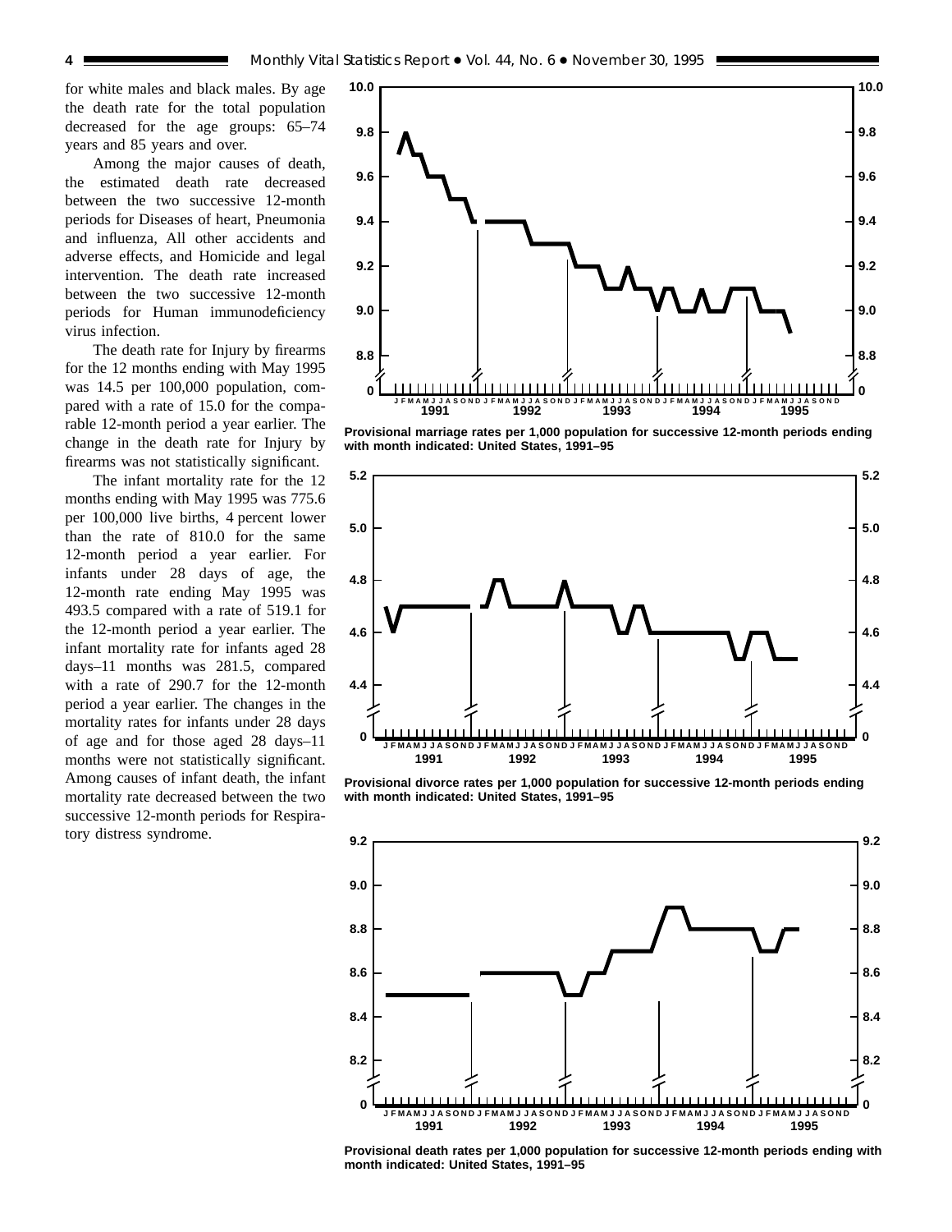for white males and black males. By age the death rate for the total population decreased for the age groups: 65–74 years and 85 years and over.

Among the major causes of death, the estimated death rate decreased between the two successive 12-month periods for Diseases of heart, Pneumonia and influenza, All other accidents and adverse effects, and Homicide and legal intervention. The death rate increased between the two successive 12-month periods for Human immunodeficiency virus infection.

The death rate for Injury by firearms for the 12 months ending with May 1995 was 14.5 per 100,000 population, compared with a rate of 15.0 for the comparable 12-month period a year earlier. The change in the death rate for Injury by firearms was not statistically significant.

The infant mortality rate for the 12 months ending with May 1995 was 775.6 per 100,000 live births, 4 percent lower than the rate of 810.0 for the same 12-month period a year earlier. For infants under 28 days of age, the 12-month rate ending May 1995 was 493.5 compared with a rate of 519.1 for the 12-month period a year earlier. The infant mortality rate for infants aged 28 days–11 months was 281.5, compared with a rate of 290.7 for the 12-month period a year earlier. The changes in the mortality rates for infants under 28 days of age and for those aged 28 days–11 months were not statistically significant. Among causes of infant death, the infant mortality rate decreased between the two successive 12-month periods for Respiratory distress syndrome.

Provisional marriage rates per 1,000 population for successive 12-month periods ending with month indicated: United States, 1991–95

Provisional divorce rates per 1,000 population for successive 12-month periods ending with month indicated: United States, 1991–95

Provisional death rates per 1,000 population for successive 12-month periods ending with month indicated: United States, 1991–95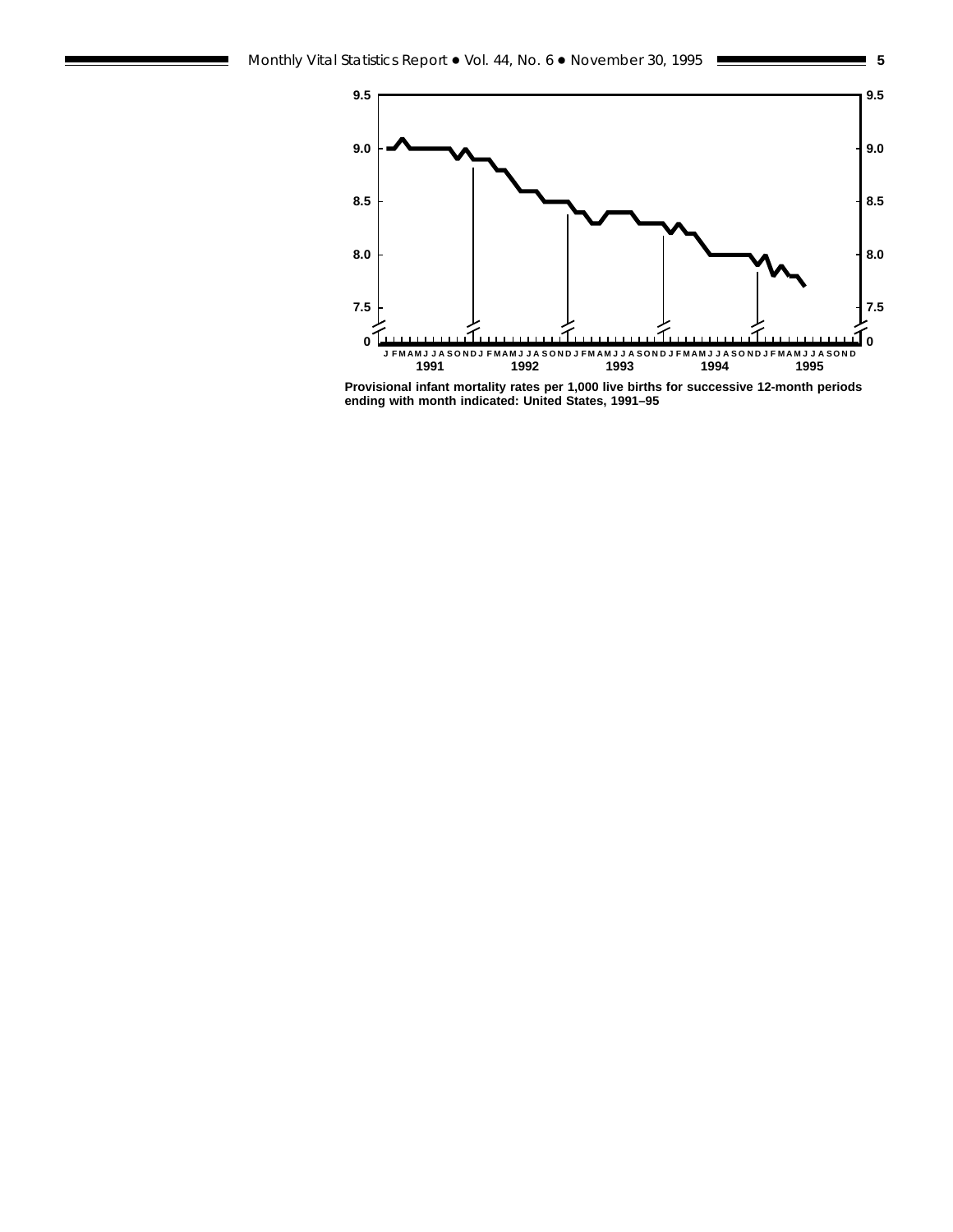Provisional infant mortality rates per 1,000 live births for successive 12-month periods ending with month indicated: United States, 1991–95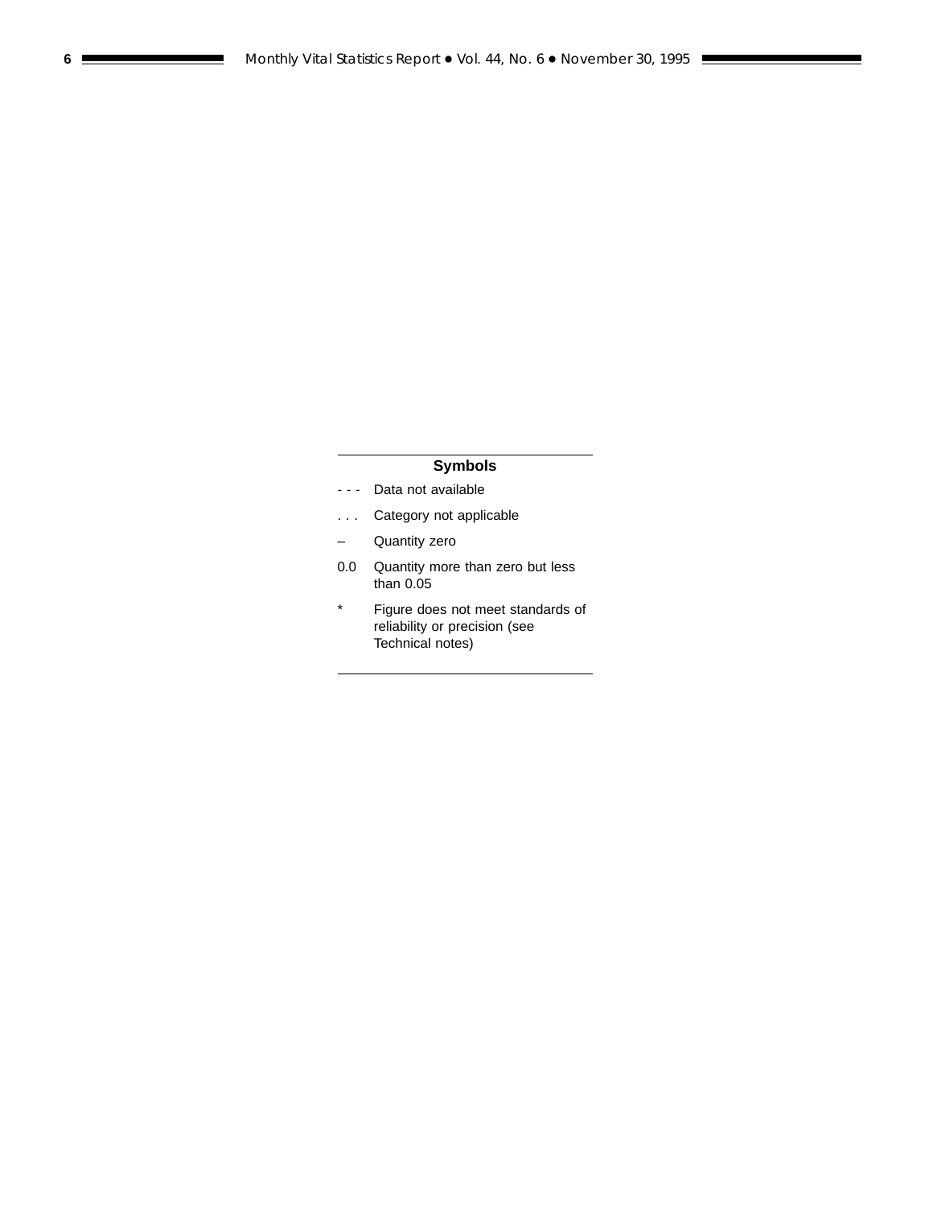### Symbols

| | |
|---|---|
| - - - | Data not available |
| . . . | Category not applicable |
| – | Quantity zero |
| 0.0 | Quantity more than zero but less than 0.05 |
| * | Figure does not meet standards of reliability or precision (see Technical notes) |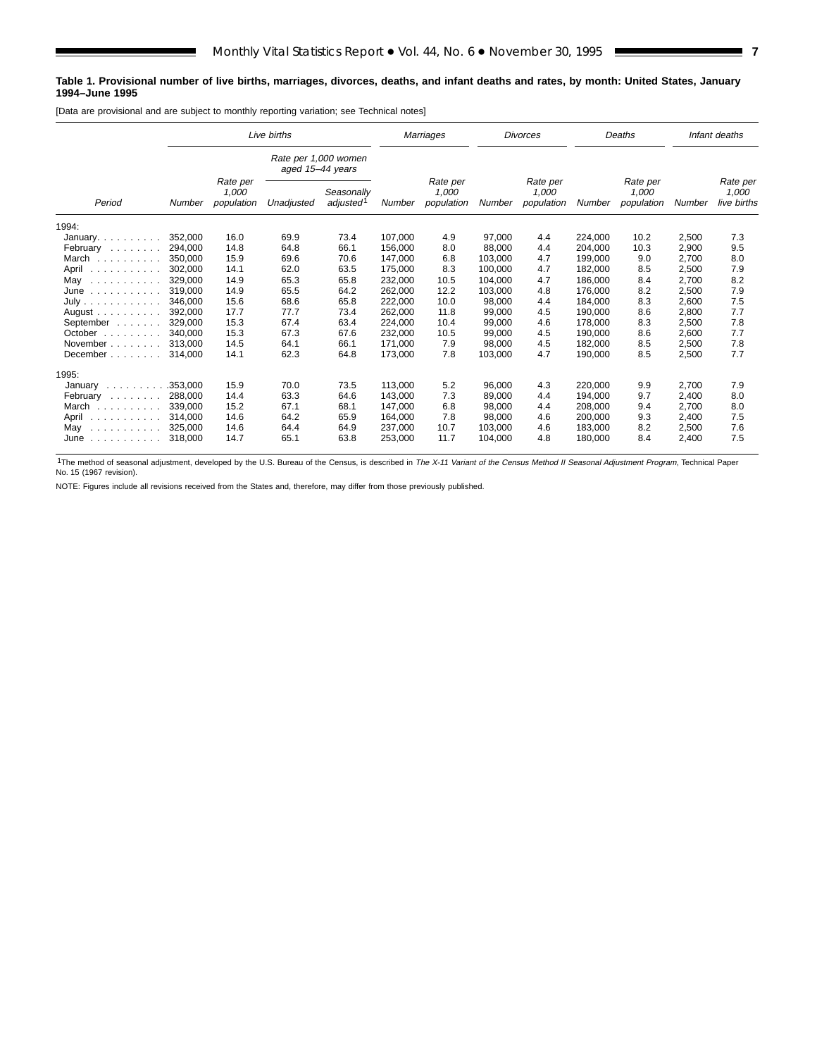**Table 1. Provisional number of live births, marriages, divorces, deaths, and infant deaths and rates, by month: United States, January 1994–June 1995**

[Data are provisional and are subject to monthly reporting variation; see Technical notes]

| Period | *Live births* | | | | *Marriages* | | *Divorces* | | *Deaths* | | *Infant deaths* | |
|---|---|---|---|---|---|---|---|---|---|---|---|---|
| | | | *Rate per 1,000 women aged 15–44 years* | | | | | | | | | |
| | *Number* | *Rate per 1,000 population* | *Unadjusted* | *Seasonally adjusted*[1] | *Number* | *Rate per 1,000 population* | *Number* | *Rate per 1,000 population* | *Number* | *Rate per 1,000 population* | *Number* | *Rate per 1,000 live births* |
| 1994: | | | | | | | | | | | | |
| January | 352,000 | 16.0 | 69.9 | 73.4 | 107,000 | 4.9 | 97,000 | 4.4 | 224,000 | 10.2 | 2,500 | 7.3 |
| February | 294,000 | 14.8 | 64.8 | 66.1 | 156,000 | 8.0 | 88,000 | 4.4 | 204,000 | 10.3 | 2,900 | 9.5 |
| March | 350,000 | 15.9 | 69.6 | 70.6 | 147,000 | 6.8 | 103,000 | 4.7 | 199,000 | 9.0 | 2,700 | 8.0 |
| April | 302,000 | 14.1 | 62.0 | 63.5 | 175,000 | 8.3 | 100,000 | 4.7 | 182,000 | 8.5 | 2,500 | 7.9 |
| May | 329,000 | 14.9 | 65.3 | 65.8 | 232,000 | 10.5 | 104,000 | 4.7 | 186,000 | 8.4 | 2,700 | 8.2 |
| June | 319,000 | 14.9 | 65.5 | 64.2 | 262,000 | 12.2 | 103,000 | 4.8 | 176,000 | 8.2 | 2,500 | 7.9 |
| July | 346,000 | 15.6 | 68.6 | 65.8 | 222,000 | 10.0 | 98,000 | 4.4 | 184,000 | 8.3 | 2,600 | 7.5 |
| August | 392,000 | 17.7 | 77.7 | 73.4 | 262,000 | 11.8 | 99,000 | 4.5 | 190,000 | 8.6 | 2,800 | 7.7 |
| September | 329,000 | 15.3 | 67.4 | 63.4 | 224,000 | 10.4 | 99,000 | 4.6 | 178,000 | 8.3 | 2,500 | 7.8 |
| October | 340,000 | 15.3 | 67.3 | 67.6 | 232,000 | 10.5 | 99,000 | 4.5 | 190,000 | 8.6 | 2,600 | 7.7 |
| November | 313,000 | 14.5 | 64.1 | 66.1 | 171,000 | 7.9 | 98,000 | 4.5 | 182,000 | 8.5 | 2,500 | 7.8 |
| December | 314,000 | 14.1 | 62.3 | 64.8 | 173,000 | 7.8 | 103,000 | 4.7 | 190,000 | 8.5 | 2,500 | 7.7 |
| 1995: | | | | | | | | | | | | |
| January | 353,000 | 15.9 | 70.0 | 73.5 | 113,000 | 5.2 | 96,000 | 4.3 | 220,000 | 9.9 | 2,700 | 7.9 |
| February | 288,000 | 14.4 | 63.3 | 64.6 | 143,000 | 7.3 | 89,000 | 4.4 | 194,000 | 9.7 | 2,400 | 8.0 |
| March | 339,000 | 15.2 | 67.1 | 68.1 | 147,000 | 6.8 | 98,000 | 4.4 | 208,000 | 9.4 | 2,700 | 8.0 |
| April | 314,000 | 14.6 | 64.2 | 65.9 | 164,000 | 7.8 | 98,000 | 4.6 | 200,000 | 9.3 | 2,400 | 7.5 |
| May | 325,000 | 14.6 | 64.4 | 64.9 | 237,000 | 10.7 | 103,000 | 4.6 | 183,000 | 8.2 | 2,500 | 7.6 |
| June | 318,000 | 14.7 | 65.1 | 63.8 | 253,000 | 11.7 | 104,000 | 4.8 | 180,000 | 8.4 | 2,400 | 7.5 |

[1]The method of seasonal adjustment, developed by the U.S. Bureau of the Census, is described in *The X-11 Variant of the Census Method II Seasonal Adjustment Program*, Technical Paper No. 15 (1967 revision).

NOTE: Figures include all revisions received from the States and, therefore, may differ from those previously published.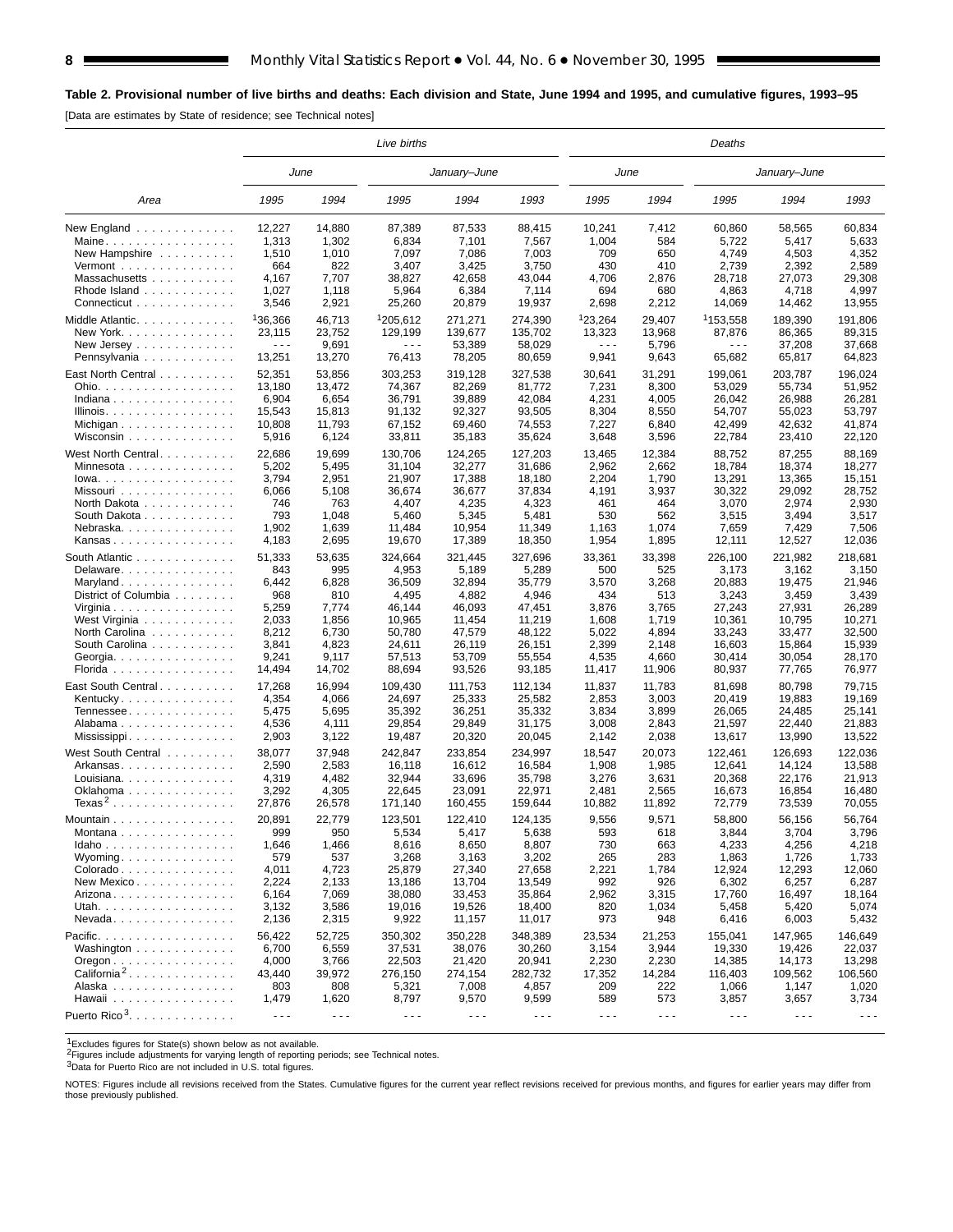**Table 2. Provisional number of live births and deaths: Each division and State, June 1994 and 1995, and cumulative figures, 1993–95**

[Data are estimates by State of residence; see Technical notes]

| Area | Live births | | | | | Deaths | | | | |
|---|---|---|---|---|---|---|---|---|---|---|
| | June | | January–June | | | June | | January–June | | |
| | 1995 | 1994 | 1995 | 1994 | 1993 | 1995 | 1994 | 1995 | 1994 | 1993 |
| New England | 12,227 | 14,880 | 87,389 | 87,533 | 88,415 | 10,241 | 7,412 | 60,860 | 58,565 | 60,834 |
| Maine | 1,313 | 1,302 | 6,834 | 7,101 | 7,567 | 1,004 | 584 | 5,722 | 5,417 | 5,633 |
| New Hampshire | 1,510 | 1,010 | 7,097 | 7,086 | 7,003 | 709 | 650 | 4,749 | 4,503 | 4,352 |
| Vermont | 664 | 822 | 3,407 | 3,425 | 3,750 | 430 | 410 | 2,739 | 2,392 | 2,589 |
| Massachusetts | 4,167 | 7,707 | 38,827 | 42,658 | 43,044 | 4,706 | 2,876 | 28,718 | 27,073 | 29,308 |
| Rhode Island | 1,027 | 1,118 | 5,964 | 6,384 | 7,114 | 694 | 680 | 4,863 | 4,718 | 4,997 |
| Connecticut | 3,546 | 2,921 | 25,260 | 20,879 | 19,937 | 2,698 | 2,212 | 14,069 | 14,462 | 13,955 |
| Middle Atlantic | [1]36,366 | 46,713 | [1]205,612 | 271,271 | 274,390 | [1]23,264 | 29,407 | [1]153,558 | 189,390 | 191,806 |
| New York | 23,115 | 23,752 | 129,199 | 139,677 | 135,702 | 13,323 | 13,968 | 87,876 | 86,365 | 89,315 |
| New Jersey | - - - | 9,691 | - - - | 53,389 | 58,029 | - - - | 5,796 | - - - | 37,208 | 37,668 |
| Pennsylvania | 13,251 | 13,270 | 76,413 | 78,205 | 80,659 | 9,941 | 9,643 | 65,682 | 65,817 | 64,823 |
| East North Central | 52,351 | 53,856 | 303,253 | 319,128 | 327,538 | 30,641 | 31,291 | 199,061 | 203,787 | 196,024 |
| Ohio | 13,180 | 13,472 | 74,367 | 82,269 | 81,772 | 7,231 | 8,300 | 53,029 | 55,734 | 51,952 |
| Indiana | 6,904 | 6,654 | 36,791 | 39,889 | 42,084 | 4,231 | 4,005 | 26,042 | 26,988 | 26,281 |
| Illinois | 15,543 | 15,813 | 91,132 | 92,327 | 93,505 | 8,304 | 8,550 | 54,707 | 55,023 | 53,797 |
| Michigan | 10,808 | 11,793 | 67,152 | 69,460 | 74,553 | 7,227 | 6,840 | 42,499 | 42,632 | 41,874 |
| Wisconsin | 5,916 | 6,124 | 33,811 | 35,183 | 35,624 | 3,648 | 3,596 | 22,784 | 23,410 | 22,120 |
| West North Central | 22,686 | 19,699 | 130,706 | 124,265 | 127,203 | 13,465 | 12,384 | 88,752 | 87,255 | 88,169 |
| Minnesota | 5,202 | 5,495 | 31,104 | 32,277 | 31,686 | 2,962 | 2,662 | 18,784 | 18,374 | 18,277 |
| Iowa | 3,794 | 2,951 | 21,907 | 17,388 | 18,180 | 2,204 | 1,790 | 13,291 | 13,365 | 15,151 |
| Missouri | 6,066 | 5,108 | 36,674 | 36,677 | 37,834 | 4,191 | 3,937 | 30,322 | 29,092 | 28,752 |
| North Dakota | 746 | 763 | 4,407 | 4,235 | 4,323 | 461 | 464 | 3,070 | 2,974 | 2,930 |
| South Dakota | 793 | 1,048 | 5,460 | 5,345 | 5,481 | 530 | 562 | 3,515 | 3,494 | 3,517 |
| Nebraska | 1,902 | 1,639 | 11,484 | 10,954 | 11,349 | 1,163 | 1,074 | 7,659 | 7,429 | 7,506 |
| Kansas | 4,183 | 2,695 | 19,670 | 17,389 | 18,350 | 1,954 | 1,895 | 12,111 | 12,527 | 12,036 |
| South Atlantic | 51,333 | 53,635 | 324,664 | 321,445 | 327,696 | 33,361 | 33,398 | 226,100 | 221,982 | 218,681 |
| Delaware | 843 | 995 | 4,953 | 5,189 | 5,289 | 500 | 525 | 3,173 | 3,162 | 3,150 |
| Maryland | 6,442 | 6,828 | 36,509 | 32,894 | 35,779 | 3,570 | 3,268 | 20,883 | 19,475 | 21,946 |
| District of Columbia | 968 | 810 | 4,495 | 4,882 | 4,946 | 434 | 513 | 3,243 | 3,459 | 3,439 |
| Virginia | 5,259 | 7,774 | 46,144 | 46,093 | 47,451 | 3,876 | 3,765 | 27,243 | 27,931 | 26,289 |
| West Virginia | 2,033 | 1,856 | 10,965 | 11,454 | 11,219 | 1,608 | 1,719 | 10,361 | 10,795 | 10,271 |
| North Carolina | 8,212 | 6,730 | 50,780 | 47,579 | 48,122 | 5,022 | 4,894 | 33,243 | 33,477 | 32,500 |
| South Carolina | 3,841 | 4,823 | 24,611 | 26,119 | 26,151 | 2,399 | 2,148 | 16,603 | 15,864 | 15,939 |
| Georgia | 9,241 | 9,117 | 57,513 | 53,709 | 55,554 | 4,535 | 4,660 | 30,414 | 30,054 | 28,170 |
| Florida | 14,494 | 14,702 | 88,694 | 93,526 | 93,185 | 11,417 | 11,906 | 80,937 | 77,765 | 76,977 |
| East South Central | 17,268 | 16,994 | 109,430 | 111,753 | 112,134 | 11,837 | 11,783 | 81,698 | 80,798 | 79,715 |
| Kentucky | 4,354 | 4,066 | 24,697 | 25,333 | 25,582 | 2,853 | 3,003 | 20,419 | 19,883 | 19,169 |
| Tennessee | 5,475 | 5,695 | 35,392 | 36,251 | 35,332 | 3,834 | 3,899 | 26,065 | 24,485 | 25,141 |
| Alabama | 4,536 | 4,111 | 29,854 | 29,849 | 31,175 | 3,008 | 2,843 | 21,597 | 22,440 | 21,883 |
| Mississippi | 2,903 | 3,122 | 19,487 | 20,320 | 20,045 | 2,142 | 2,038 | 13,617 | 13,990 | 13,522 |
| West South Central | 38,077 | 37,948 | 242,847 | 233,854 | 234,997 | 18,547 | 20,073 | 122,461 | 126,693 | 122,036 |
| Arkansas | 2,590 | 2,583 | 16,118 | 16,612 | 16,584 | 1,908 | 1,985 | 12,641 | 14,124 | 13,588 |
| Louisiana | 4,319 | 4,482 | 32,944 | 33,696 | 35,798 | 3,276 | 3,631 | 20,368 | 22,176 | 21,913 |
| Oklahoma | 3,292 | 4,305 | 22,645 | 23,091 | 22,971 | 2,481 | 2,565 | 16,673 | 16,854 | 16,480 |
| Texas[2] | 27,876 | 26,578 | 171,140 | 160,455 | 159,644 | 10,882 | 11,892 | 72,779 | 73,539 | 70,055 |
| Mountain | 20,891 | 22,779 | 123,501 | 122,410 | 124,135 | 9,556 | 9,571 | 58,800 | 56,156 | 56,764 |
| Montana | 999 | 950 | 5,534 | 5,417 | 5,638 | 593 | 618 | 3,844 | 3,704 | 3,796 |
| Idaho | 1,646 | 1,466 | 8,616 | 8,650 | 8,807 | 730 | 663 | 4,233 | 4,256 | 4,218 |
| Wyoming | 579 | 537 | 3,268 | 3,163 | 3,202 | 265 | 283 | 1,863 | 1,726 | 1,733 |
| Colorado | 4,011 | 4,723 | 25,879 | 27,340 | 27,658 | 2,221 | 1,784 | 12,924 | 12,293 | 12,060 |
| New Mexico | 2,224 | 2,133 | 13,186 | 13,704 | 13,549 | 992 | 926 | 6,302 | 6,257 | 6,287 |
| Arizona | 6,164 | 7,069 | 38,080 | 33,453 | 35,864 | 2,962 | 3,315 | 17,760 | 16,497 | 18,164 |
| Utah | 3,132 | 3,586 | 19,016 | 19,526 | 18,400 | 820 | 1,034 | 5,458 | 5,420 | 5,074 |
| Nevada | 2,136 | 2,315 | 9,922 | 11,157 | 11,017 | 973 | 948 | 6,416 | 6,003 | 5,432 |
| Pacific | 56,422 | 52,725 | 350,302 | 350,228 | 348,389 | 23,534 | 21,253 | 155,041 | 147,965 | 146,649 |
| Washington | 6,700 | 6,559 | 37,531 | 38,076 | 30,260 | 3,154 | 3,944 | 19,330 | 19,426 | 22,037 |
| Oregon | 4,000 | 3,766 | 22,503 | 21,420 | 20,941 | 2,230 | 2,230 | 14,385 | 14,173 | 13,298 |
| California[2] | 43,440 | 39,972 | 276,150 | 274,154 | 282,732 | 17,352 | 14,284 | 116,403 | 109,562 | 106,560 |
| Alaska | 803 | 808 | 5,321 | 7,008 | 4,857 | 209 | 222 | 1,066 | 1,147 | 1,020 |
| Hawaii | 1,479 | 1,620 | 8,797 | 9,570 | 9,599 | 589 | 573 | 3,857 | 3,657 | 3,734 |
| Puerto Rico[3] | - - - | - - - | - - - | - - - | - - - | - - - | - - - | - - - | - - - | - - - |

[1]Excludes figures for State(s) shown below as not available.
[2]Figures include adjustments for varying length of reporting periods; see Technical notes.
[3]Data for Puerto Rico are not included in U.S. total figures.

NOTES: Figures include all revisions received from the States. Cumulative figures for the current year reflect revisions received for previous months, and figures for earlier years may differ from those previously published.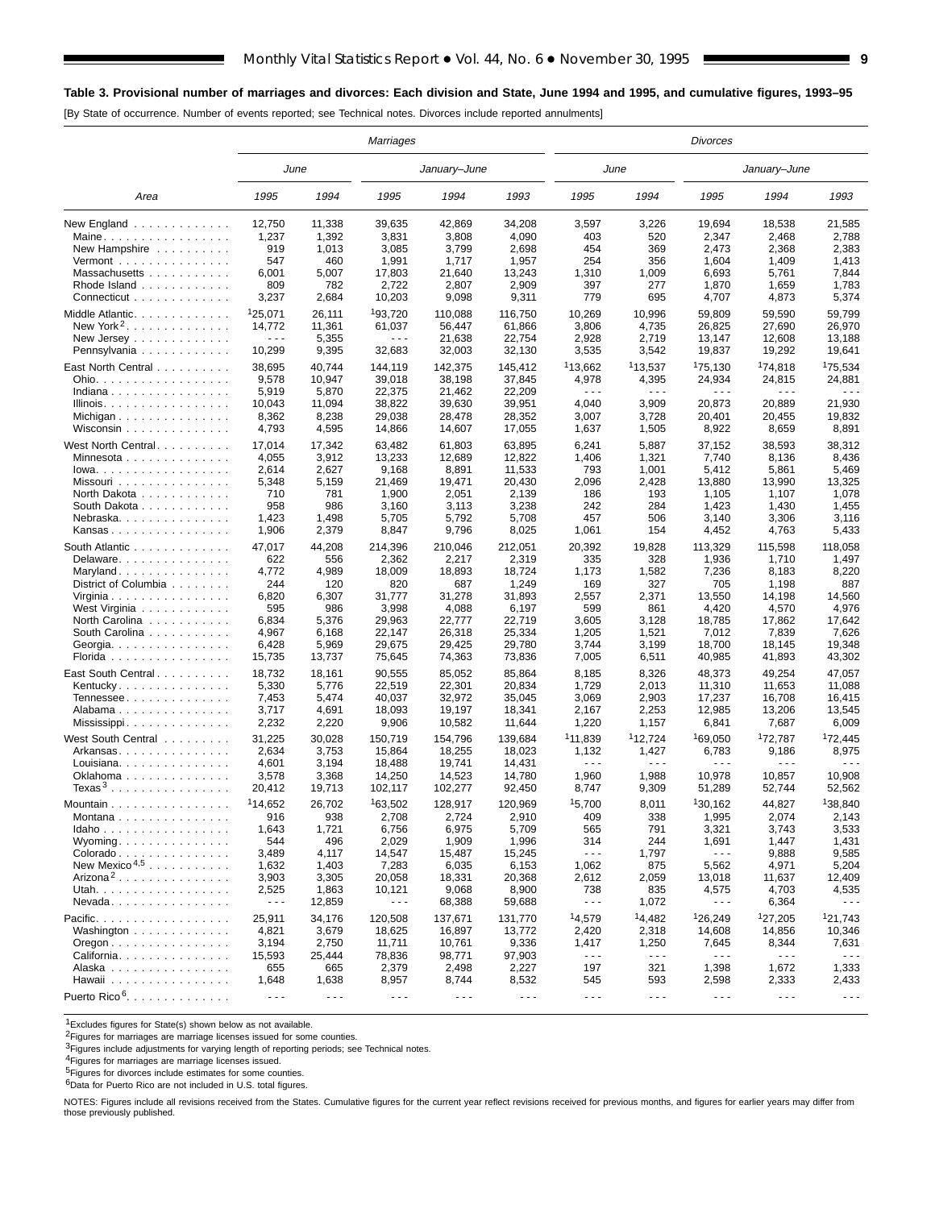**Table 3. Provisional number of marriages and divorces: Each division and State, June 1994 and 1995, and cumulative figures, 1993–95**

[By State of occurrence. Number of events reported; see Technical notes. Divorces include reported annulments]

| Area | Marriages | | | | | Divorces | | | | |
|---|---|---|---|---|---|---|---|---|---|---|
| | June | | January–June | | | June | | January–June | | |
| | 1995 | 1994 | 1995 | 1994 | 1993 | 1995 | 1994 | 1995 | 1994 | 1993 |
| New England | 12,750 | 11,338 | 39,635 | 42,869 | 34,208 | 3,597 | 3,226 | 19,694 | 18,538 | 21,585 |
| Maine | 1,237 | 1,392 | 3,831 | 3,808 | 4,090 | 403 | 520 | 2,347 | 2,468 | 2,788 |
| New Hampshire | 919 | 1,013 | 3,085 | 3,799 | 2,698 | 454 | 369 | 2,473 | 2,368 | 2,383 |
| Vermont | 547 | 460 | 1,991 | 1,717 | 1,957 | 254 | 356 | 1,604 | 1,409 | 1,413 |
| Massachusetts | 6,001 | 5,007 | 17,803 | 21,640 | 13,243 | 1,310 | 1,009 | 6,693 | 5,761 | 7,844 |
| Rhode Island | 809 | 782 | 2,722 | 2,807 | 2,909 | 397 | 277 | 1,870 | 1,659 | 1,783 |
| Connecticut | 3,237 | 2,684 | 10,203 | 9,098 | 9,311 | 779 | 695 | 4,707 | 4,873 | 5,374 |
| Middle Atlantic | [1]25,071 | 26,111 | [1]93,720 | 110,088 | 116,750 | 10,269 | 10,996 | 59,809 | 59,590 | 59,799 |
| New York[2] | 14,772 | 11,361 | 61,037 | 56,447 | 61,866 | 3,806 | 4,735 | 26,825 | 27,690 | 26,970 |
| New Jersey | - - - | 5,355 | - - - | 21,638 | 22,754 | 2,928 | 2,719 | 13,147 | 12,608 | 13,188 |
| Pennsylvania | 10,299 | 9,395 | 32,683 | 32,003 | 32,130 | 3,535 | 3,542 | 19,837 | 19,292 | 19,641 |
| East North Central | 38,695 | 40,744 | 144,119 | 142,375 | 145,412 | [1]13,662 | [1]13,537 | [1]75,130 | [1]74,818 | [1]75,534 |
| Ohio | 9,578 | 10,947 | 39,018 | 38,198 | 37,845 | 4,978 | 4,395 | 24,934 | 24,815 | 24,881 |
| Indiana | 5,919 | 5,870 | 22,375 | 21,462 | 22,209 | - - - | - - - | - - - | - - - | - - - |
| Illinois | 10,043 | 11,094 | 38,822 | 39,630 | 39,951 | 4,040 | 3,909 | 20,873 | 20,889 | 21,930 |
| Michigan | 8,362 | 8,238 | 29,038 | 28,478 | 28,352 | 3,007 | 3,728 | 20,401 | 20,455 | 19,832 |
| Wisconsin | 4,793 | 4,595 | 14,866 | 14,607 | 17,055 | 1,637 | 1,505 | 8,922 | 8,659 | 8,891 |
| West North Central | 17,014 | 17,342 | 63,482 | 61,803 | 63,895 | 6,241 | 5,887 | 37,152 | 38,593 | 38,312 |
| Minnesota | 4,055 | 3,912 | 13,233 | 12,689 | 12,822 | 1,406 | 1,321 | 7,740 | 8,136 | 8,436 |
| Iowa | 2,614 | 2,627 | 9,168 | 8,891 | 11,533 | 793 | 1,001 | 5,412 | 5,861 | 5,469 |
| Missouri | 5,348 | 5,159 | 21,469 | 19,471 | 20,430 | 2,096 | 2,428 | 13,880 | 13,990 | 13,325 |
| North Dakota | 710 | 781 | 1,900 | 2,051 | 2,139 | 186 | 193 | 1,105 | 1,107 | 1,078 |
| South Dakota | 958 | 986 | 3,160 | 3,113 | 3,238 | 242 | 284 | 1,423 | 1,430 | 1,455 |
| Nebraska | 1,423 | 1,498 | 5,705 | 5,792 | 5,708 | 457 | 506 | 3,140 | 3,306 | 3,116 |
| Kansas | 1,906 | 2,379 | 8,847 | 9,796 | 8,025 | 1,061 | 154 | 4,452 | 4,763 | 5,433 |
| South Atlantic | 47,017 | 44,208 | 214,396 | 210,046 | 212,051 | 20,392 | 19,828 | 113,329 | 115,598 | 118,058 |
| Delaware | 622 | 556 | 2,362 | 2,217 | 2,319 | 335 | 328 | 1,936 | 1,710 | 1,497 |
| Maryland | 4,772 | 4,989 | 18,009 | 18,893 | 18,724 | 1,173 | 1,582 | 7,236 | 8,183 | 8,220 |
| District of Columbia | 244 | 120 | 820 | 687 | 1,249 | 169 | 327 | 705 | 1,198 | 887 |
| Virginia | 6,820 | 6,307 | 31,777 | 31,278 | 31,893 | 2,557 | 2,371 | 13,550 | 14,198 | 14,560 |
| West Virginia | 595 | 986 | 3,998 | 4,088 | 6,197 | 599 | 861 | 4,420 | 4,570 | 4,976 |
| North Carolina | 6,834 | 5,376 | 29,963 | 22,777 | 22,719 | 3,605 | 3,128 | 18,785 | 17,862 | 17,642 |
| South Carolina | 4,967 | 6,168 | 22,147 | 26,318 | 25,334 | 1,205 | 1,521 | 7,012 | 7,839 | 7,626 |
| Georgia | 6,428 | 5,969 | 29,675 | 29,425 | 29,780 | 3,744 | 3,199 | 18,700 | 18,145 | 19,348 |
| Florida | 15,735 | 13,737 | 75,645 | 74,363 | 73,836 | 7,005 | 6,511 | 40,985 | 41,893 | 43,302 |
| East South Central | 18,732 | 18,161 | 90,555 | 85,052 | 85,864 | 8,185 | 8,326 | 48,373 | 49,254 | 47,057 |
| Kentucky | 5,330 | 5,776 | 22,519 | 22,301 | 20,834 | 1,729 | 2,013 | 11,310 | 11,653 | 11,088 |
| Tennessee | 7,453 | 5,474 | 40,037 | 32,972 | 35,045 | 3,069 | 2,903 | 17,237 | 16,708 | 16,415 |
| Alabama | 3,717 | 4,691 | 18,093 | 19,197 | 18,341 | 2,167 | 2,253 | 12,985 | 13,206 | 13,545 |
| Mississippi | 2,232 | 2,220 | 9,906 | 10,582 | 11,644 | 1,220 | 1,157 | 6,841 | 7,687 | 6,009 |
| West South Central | 31,225 | 30,028 | 150,719 | 154,796 | 139,684 | [1]11,839 | [1]12,724 | [1]69,050 | [1]72,787 | [1]72,445 |
| Arkansas | 2,634 | 3,753 | 15,864 | 18,255 | 18,023 | 1,132 | 1,427 | 6,783 | 9,186 | 8,975 |
| Louisiana | 4,601 | 3,194 | 18,488 | 19,741 | 14,431 | - - - | - - - | - - - | - - - | - - - |
| Oklahoma | 3,578 | 3,368 | 14,250 | 14,523 | 14,780 | 1,960 | 1,988 | 10,978 | 10,857 | 10,908 |
| Texas[3] | 20,412 | 19,713 | 102,117 | 102,277 | 92,450 | 8,747 | 9,309 | 51,289 | 52,744 | 52,562 |
| Mountain | [1]14,652 | 26,702 | [1]63,502 | 128,917 | 120,969 | [1]5,700 | 8,011 | [1]30,162 | 44,827 | [1]38,840 |
| Montana | 916 | 938 | 2,708 | 2,724 | 2,910 | 409 | 338 | 1,995 | 2,074 | 2,143 |
| Idaho | 1,643 | 1,721 | 6,756 | 6,975 | 5,709 | 565 | 791 | 3,321 | 3,743 | 3,533 |
| Wyoming | 544 | 496 | 2,029 | 1,909 | 1,996 | 314 | 244 | 1,691 | 1,447 | 1,431 |
| Colorado | 3,489 | 4,117 | 14,547 | 15,487 | 15,245 | - - - | 1,797 | - - - | 9,888 | 9,585 |
| New Mexico[4,5] | 1,632 | 1,403 | 7,283 | 6,035 | 6,153 | 1,062 | 875 | 5,562 | 4,971 | 5,204 |
| Arizona[2] | 3,903 | 3,305 | 20,058 | 18,331 | 20,368 | 2,612 | 2,059 | 13,018 | 11,637 | 12,409 |
| Utah | 2,525 | 1,863 | 10,121 | 9,068 | 8,900 | 738 | 835 | 4,575 | 4,703 | 4,535 |
| Nevada | - - - | 12,859 | - - - | 68,388 | 59,688 | - - - | 1,072 | - - - | 6,364 | - - - |
| Pacific | 25,911 | 34,176 | 120,508 | 137,671 | 131,770 | [1]4,579 | [1]4,482 | [1]26,249 | [1]27,205 | [1]21,743 |
| Washington | 4,821 | 3,679 | 18,625 | 16,897 | 13,772 | 2,420 | 2,318 | 14,608 | 14,856 | 10,346 |
| Oregon | 3,194 | 2,750 | 11,711 | 10,761 | 9,336 | 1,417 | 1,250 | 7,645 | 8,344 | 7,631 |
| California | 15,593 | 25,444 | 78,836 | 98,771 | 97,903 | - - - | - - - | - - - | - - - | - - - |
| Alaska | 655 | 665 | 2,379 | 2,498 | 2,227 | 197 | 321 | 1,398 | 1,672 | 1,333 |
| Hawaii | 1,648 | 1,638 | 8,957 | 8,744 | 8,532 | 545 | 593 | 2,598 | 2,333 | 2,433 |
| Puerto Rico[6] | - - - | - - - | - - - | - - - | - - - | - - - | - - - | - - - | - - - | - - - |

[1]Excludes figures for State(s) shown below as not available.

[2]Figures for marriages are marriage licenses issued for some counties.

[3]Figures include adjustments for varying length of reporting periods; see Technical notes.

[4]Figures for marriages are marriage licenses issued.

[5]Figures for divorces include estimates for some counties.

[6]Data for Puerto Rico are not included in U.S. total figures.

NOTES: Figures include all revisions received from the States. Cumulative figures for the current year reflect revisions received for previous months, and figures for earlier years may differ from those previously published.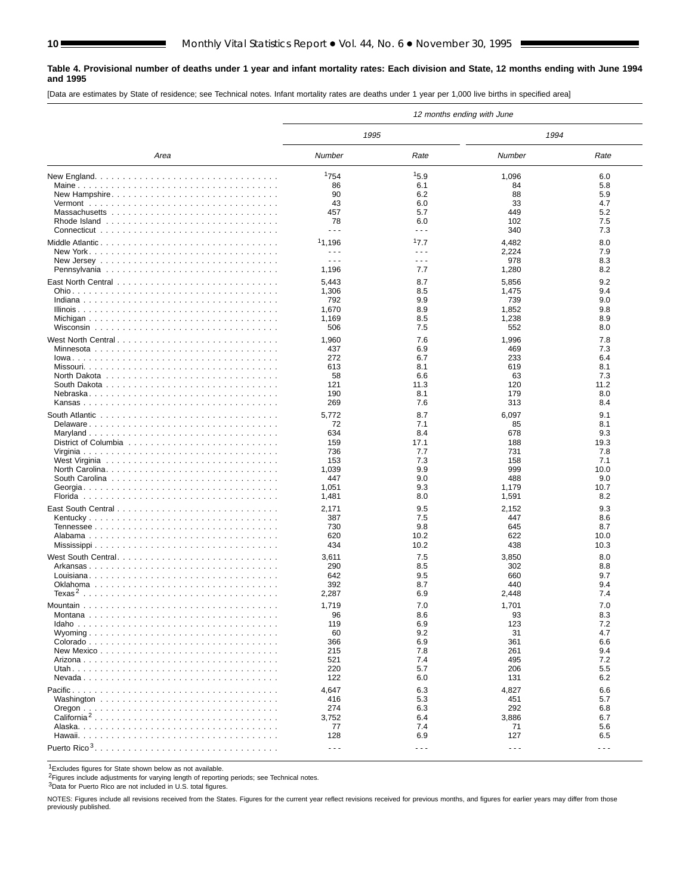**Table 4. Provisional number of deaths under 1 year and infant mortality rates: Each division and State, 12 months ending with June 1994 and 1995**

[Data are estimates by State of residence; see Technical notes. Infant mortality rates are deaths under 1 year per 1,000 live births in specified area]

| Area | 12 months ending with June | | | |
|---|---|---|---|---|
| | 1995 | | 1994 | |
| | Number | Rate | Number | Rate |
| New England | [1]754 | [1]5.9 | 1,096 | 6.0 |
| Maine | 86 | 6.1 | 84 | 5.8 |
| New Hampshire | 90 | 6.2 | 88 | 5.9 |
| Vermont | 43 | 6.0 | 33 | 4.7 |
| Massachusetts | 457 | 5.7 | 449 | 5.2 |
| Rhode Island | 78 | 6.0 | 102 | 7.5 |
| Connecticut | - - - | - - - | 340 | 7.3 |
| Middle Atlantic | [1]1,196 | [1]7.7 | 4,482 | 8.0 |
| New York | - - - | - - - | 2,224 | 7.9 |
| New Jersey | - - - | - - - | 978 | 8.3 |
| Pennsylvania | 1,196 | 7.7 | 1,280 | 8.2 |
| East North Central | 5,443 | 8.7 | 5,856 | 9.2 |
| Ohio | 1,306 | 8.5 | 1,475 | 9.4 |
| Indiana | 792 | 9.9 | 739 | 9.0 |
| Illinois | 1,670 | 8.9 | 1,852 | 9.8 |
| Michigan | 1,169 | 8.5 | 1,238 | 8.9 |
| Wisconsin | 506 | 7.5 | 552 | 8.0 |
| West North Central | 1,960 | 7.6 | 1,996 | 7.8 |
| Minnesota | 437 | 6.9 | 469 | 7.3 |
| Iowa | 272 | 6.7 | 233 | 6.4 |
| Missouri | 613 | 8.1 | 619 | 8.1 |
| North Dakota | 58 | 6.6 | 63 | 7.3 |
| South Dakota | 121 | 11.3 | 120 | 11.2 |
| Nebraska | 190 | 8.1 | 179 | 8.0 |
| Kansas | 269 | 7.6 | 313 | 8.4 |
| South Atlantic | 5,772 | 8.7 | 6,097 | 9.1 |
| Delaware | 72 | 7.1 | 85 | 8.1 |
| Maryland | 634 | 8.4 | 678 | 9.3 |
| District of Columbia | 159 | 17.1 | 188 | 19.3 |
| Virginia | 736 | 7.7 | 731 | 7.8 |
| West Virginia | 153 | 7.3 | 158 | 7.1 |
| North Carolina | 1,039 | 9.9 | 999 | 10.0 |
| South Carolina | 447 | 9.0 | 488 | 9.0 |
| Georgia | 1,051 | 9.3 | 1,179 | 10.7 |
| Florida | 1,481 | 8.0 | 1,591 | 8.2 |
| East South Central | 2,171 | 9.5 | 2,152 | 9.3 |
| Kentucky | 387 | 7.5 | 447 | 8.6 |
| Tennessee | 730 | 9.8 | 645 | 8.7 |
| Alabama | 620 | 10.2 | 622 | 10.0 |
| Mississippi | 434 | 10.2 | 438 | 10.3 |
| West South Central | 3,611 | 7.5 | 3,850 | 8.0 |
| Arkansas | 290 | 8.5 | 302 | 8.8 |
| Louisiana | 642 | 9.5 | 660 | 9.7 |
| Oklahoma | 392 | 8.7 | 440 | 9.4 |
| Texas[2] | 2,287 | 6.9 | 2,448 | 7.4 |
| Mountain | 1,719 | 7.0 | 1,701 | 7.0 |
| Montana | 96 | 8.6 | 93 | 8.3 |
| Idaho | 119 | 6.9 | 123 | 7.2 |
| Wyoming | 60 | 9.2 | 31 | 4.7 |
| Colorado | 366 | 6.9 | 361 | 6.6 |
| New Mexico | 215 | 7.8 | 261 | 9.4 |
| Arizona | 521 | 7.4 | 495 | 7.2 |
| Utah | 220 | 5.7 | 206 | 5.5 |
| Nevada | 122 | 6.0 | 131 | 6.2 |
| Pacific | 4,647 | 6.3 | 4,827 | 6.6 |
| Washington | 416 | 5.3 | 451 | 5.7 |
| Oregon | 274 | 6.3 | 292 | 6.8 |
| California[2] | 3,752 | 6.4 | 3,886 | 6.7 |
| Alaska | 77 | 7.4 | 71 | 5.6 |
| Hawaii | 128 | 6.9 | 127 | 6.5 |
| Puerto Rico[3] | - - - | - - - | - - - | - - - |

[1]Excludes figures for State shown below as not available.
[2]Figures include adjustments for varying length of reporting periods; see Technical notes.
[3]Data for Puerto Rico are not included in U.S. total figures.

NOTES: Figures include all revisions received from the States. Figures for the current year reflect revisions received for previous months, and figures for earlier years may differ from those previously published.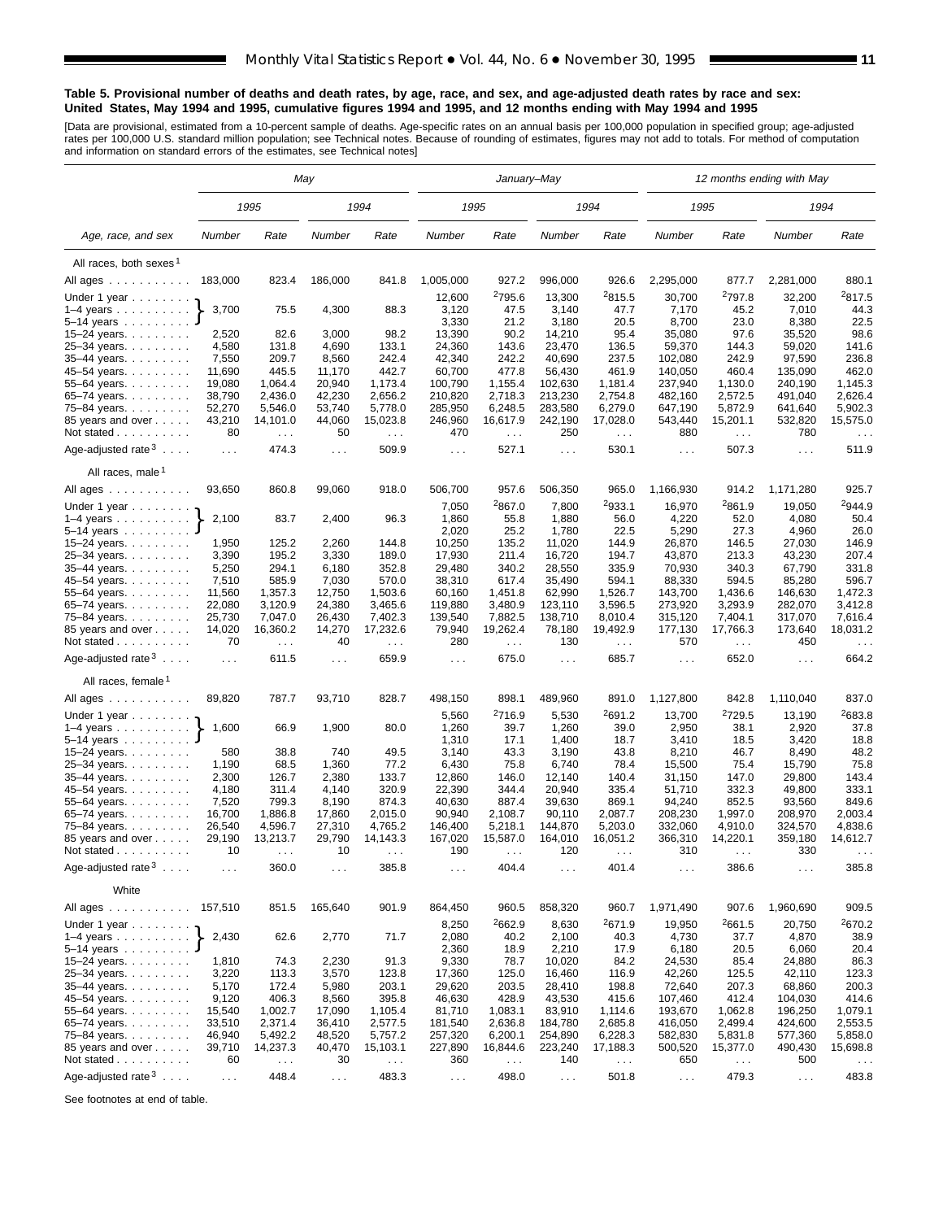**Table 5. Provisional number of deaths and death rates, by age, race, and sex, and age-adjusted death rates by race and sex: United States, May 1994 and 1995, cumulative figures 1994 and 1995, and 12 months ending with May 1994 and 1995**

[Data are provisional, estimated from a 10-percent sample of deaths. Age-specific rates on an annual basis per 100,000 population in specified group; age-adjusted rates per 100,000 U.S. standard million population; see Technical notes. Because of rounding of estimates, figures may not add to totals. For method of computation and information on standard errors of the estimates, see Technical notes]

| Age, race, and sex | *May* | | | | *January–May* | | | | *12 months ending with May* | | | |
|---|---|---|---|---|---|---|---|---|---|---|---|---|
| | *1995* | | *1994* | | *1995* | | *1994* | | *1995* | | *1994* | |
| | *Number* | *Rate* | *Number* | *Rate* | *Number* | *Rate* | *Number* | *Rate* | *Number* | *Rate* | *Number* | *Rate* |
| All races, both sexes[1] | | | | | | | | | | | | |
| All ages | 183,000 | 823.4 | 186,000 | 841.8 | 1,005,000 | 927.2 | 996,000 | 926.6 | 2,295,000 | 877.7 | 2,281,000 | 880.1 |
| Under 1 year | | | | | 12,600 | [2]795.6 | 13,300 | [2]815.5 | 30,700 | [2]797.8 | 32,200 | [2]817.5 |
| 1–4 years | 3,700 | 75.5 | 4,300 | 88.3 | 3,120 | 47.5 | 3,140 | 47.7 | 7,170 | 45.2 | 7,010 | 44.3 |
| 5–14 years | | | | | 3,330 | 21.2 | 3,180 | 20.5 | 8,700 | 23.0 | 8,380 | 22.5 |
| 15–24 years | 2,520 | 82.6 | 3,000 | 98.2 | 13,390 | 90.2 | 14,210 | 95.4 | 35,080 | 97.6 | 35,520 | 98.6 |
| 25–34 years | 4,580 | 131.8 | 4,690 | 133.1 | 24,360 | 143.6 | 23,470 | 136.5 | 59,370 | 144.3 | 59,020 | 141.6 |
| 35–44 years | 7,550 | 209.7 | 8,560 | 242.4 | 42,340 | 242.2 | 40,690 | 237.5 | 102,080 | 242.9 | 97,590 | 236.8 |
| 45–54 years | 11,690 | 445.5 | 11,170 | 442.7 | 60,700 | 477.8 | 56,430 | 461.9 | 140,050 | 460.4 | 135,090 | 462.0 |
| 55–64 years | 19,080 | 1,064.4 | 20,940 | 1,173.4 | 100,790 | 1,155.4 | 102,630 | 1,181.4 | 237,940 | 1,130.0 | 240,190 | 1,145.3 |
| 65–74 years | 38,790 | 2,436.0 | 42,230 | 2,656.2 | 210,820 | 2,718.3 | 213,270 | 2,754.8 | 482,160 | 2,572.5 | 491,040 | 2,626.4 |
| 75–84 years | 52,270 | 5,546.0 | 53,740 | 5,778.0 | 285,950 | 6,248.5 | 283,580 | 6,279.0 | 647,190 | 5,872.9 | 641,640 | 5,902.3 |
| 85 years and over | 43,210 | 14,101.0 | 44,060 | 15,023.8 | 246,960 | 16,617.9 | 242,190 | 17,028.0 | 543,440 | 15,201.1 | 532,820 | 15,575.0 |
| Not stated | 80 | . . . | 50 | . . . | 470 | . . . | 250 | . . . | 880 | . . . | 780 | . . . |
| Age-adjusted rate[3] | . . . | 474.3 | . . . | 509.9 | . . . | 527.1 | . . . | 530.1 | . . . | 507.3 | . . . | 511.9 |
| All races, male[1] | | | | | | | | | | | | |
| All ages | 93,650 | 860.8 | 99,060 | 918.0 | 506,700 | 957.6 | 506,350 | 965.0 | 1,166,930 | 914.2 | 1,171,280 | 925.7 |
| Under 1 year | | | | | 7,050 | [2]867.0 | 7,800 | [2]933.1 | 16,970 | [2]861.9 | 19,050 | [2]944.9 |
| 1–4 years | 2,100 | 83.7 | 2,400 | 96.3 | 1,860 | 55.8 | 1,880 | 56.0 | 4,220 | 52.0 | 4,080 | 50.4 |
| 5–14 years | | | | | 2,020 | 25.2 | 1,780 | 22.5 | 5,290 | 27.3 | 4,960 | 26.0 |
| 15–24 years | 1,950 | 125.2 | 2,260 | 144.8 | 10,250 | 135.2 | 11,020 | 144.9 | 26,870 | 146.5 | 27,030 | 146.9 |
| 25–34 years | 3,390 | 195.2 | 3,330 | 189.0 | 17,930 | 211.4 | 16,720 | 194.7 | 43,870 | 213.3 | 43,230 | 207.4 |
| 35–44 years | 5,250 | 294.1 | 6,180 | 352.8 | 29,480 | 340.2 | 28,550 | 335.9 | 70,930 | 340.3 | 67,790 | 331.8 |
| 45–54 years | 7,510 | 585.9 | 7,030 | 570.0 | 38,310 | 617.4 | 35,490 | 594.1 | 88,330 | 594.5 | 85,280 | 596.7 |
| 55–64 years | 11,560 | 1,357.3 | 12,750 | 1,503.6 | 60,160 | 1,451.8 | 62,990 | 1,526.7 | 143,700 | 1,436.6 | 146,630 | 1,472.3 |
| 65–74 years | 22,080 | 3,120.9 | 24,380 | 3,465.6 | 119,880 | 3,480.9 | 123,110 | 3,596.5 | 273,920 | 3,293.9 | 282,070 | 3,412.8 |
| 75–84 years | 25,730 | 7,047.0 | 26,430 | 7,402.3 | 139,540 | 7,882.5 | 138,710 | 8,010.4 | 315,120 | 7,404.1 | 317,070 | 7,616.4 |
| 85 years and over | 14,020 | 16,360.2 | 14,270 | 17,232.6 | 79,940 | 19,262.4 | 78,180 | 19,492.9 | 177,130 | 17,766.3 | 173,640 | 18,031.2 |
| Not stated | 70 | . . . | 40 | . . . | 280 | . . . | 130 | . . . | 570 | . . . | 450 | . . . |
| Age-adjusted rate[3] | . . . | 611.5 | . . . | 659.9 | . . . | 675.0 | . . . | 685.7 | . . . | 652.0 | . . . | 664.2 |
| All races, female[1] | | | | | | | | | | | | |
| All ages | 89,820 | 787.7 | 93,710 | 828.7 | 498,150 | 898.1 | 489,960 | 891.0 | 1,127,800 | 842.8 | 1,110,040 | 837.0 |
| Under 1 year | | | | | 5,560 | [2]716.9 | 5,530 | [2]691.2 | 13,700 | [2]729.5 | 13,190 | [2]683.8 |
| 1–4 years | 1,600 | 66.9 | 1,900 | 80.0 | 1,260 | 39.7 | 1,260 | 39.0 | 2,950 | 38.1 | 2,920 | 37.8 |
| 5–14 years | | | | | 1,310 | 17.1 | 1,400 | 18.7 | 3,410 | 18.5 | 3,420 | 18.8 |
| 15–24 years | 580 | 38.8 | 740 | 49.5 | 3,140 | 43.3 | 3,190 | 43.8 | 8,210 | 46.7 | 8,490 | 48.2 |
| 25–34 years | 1,190 | 68.5 | 1,360 | 77.2 | 6,430 | 75.8 | 6,740 | 78.4 | 15,500 | 75.4 | 15,790 | 75.8 |
| 35–44 years | 2,300 | 126.7 | 2,380 | 133.7 | 12,860 | 146.0 | 12,140 | 140.4 | 31,150 | 147.0 | 29,800 | 143.4 |
| 45–54 years | 4,180 | 311.4 | 4,140 | 320.9 | 22,390 | 344.4 | 20,940 | 335.4 | 51,710 | 332.3 | 49,800 | 333.1 |
| 55–64 years | 7,520 | 799.3 | 8,190 | 874.3 | 40,630 | 887.4 | 39,630 | 869.1 | 94,240 | 852.5 | 93,560 | 849.6 |
| 65–74 years | 16,700 | 1,886.8 | 17,860 | 2,015.0 | 90,940 | 2,108.7 | 90,110 | 2,087.7 | 208,230 | 1,997.0 | 208,970 | 2,003.4 |
| 75–84 years | 26,540 | 4,596.7 | 27,310 | 4,765.2 | 146,400 | 5,218.1 | 144,870 | 5,203.0 | 332,060 | 4,910.0 | 324,570 | 4,838.6 |
| 85 years and over | 29,190 | 13,213.7 | 29,790 | 14,143.3 | 167,020 | 15,587.0 | 164,010 | 16,051.2 | 366,310 | 14,220.1 | 359,180 | 14,612.7 |
| Not stated | 10 | . . . | 10 | . . . | 190 | . . . | 120 | . . . | 310 | . . . | 330 | . . . |
| Age-adjusted rate[3] | . . . | 360.0 | . . . | 385.8 | . . . | 404.4 | . . . | 401.4 | . . . | 386.6 | . . . | 385.8 |
| White | | | | | | | | | | | | |
| All ages | 157,510 | 851.5 | 165,640 | 901.9 | 864,450 | 960.5 | 858,320 | 960.7 | 1,971,490 | 907.6 | 1,960,690 | 909.5 |
| Under 1 year | | | | | 8,250 | [2]662.9 | 8,630 | [2]671.9 | 19,950 | [2]661.5 | 20,750 | [2]670.2 |
| 1–4 years | 2,430 | 62.6 | 2,770 | 71.7 | 2,080 | 40.2 | 2,100 | 40.3 | 4,730 | 37.7 | 4,870 | 38.9 |
| 5–14 years | | | | | 2,360 | 18.9 | 2,210 | 17.9 | 6,180 | 20.5 | 6,060 | 20.4 |
| 15–24 years | 1,810 | 74.3 | 2,230 | 91.3 | 9,330 | 78.7 | 10,020 | 84.2 | 24,530 | 85.4 | 24,880 | 86.3 |
| 25–34 years | 3,220 | 113.3 | 3,570 | 123.8 | 17,360 | 125.0 | 16,460 | 116.9 | 42,260 | 125.5 | 42,110 | 123.3 |
| 35–44 years | 5,170 | 172.4 | 5,980 | 203.1 | 29,620 | 203.5 | 28,410 | 198.8 | 72,640 | 207.3 | 68,860 | 200.3 |
| 45–54 years | 9,120 | 406.3 | 8,560 | 395.8 | 46,630 | 428.9 | 43,530 | 415.6 | 107,460 | 412.4 | 104,030 | 414.6 |
| 55–64 years | 15,540 | 1,002.7 | 17,090 | 1,105.4 | 81,710 | 1,083.1 | 83,910 | 1,114.6 | 193,670 | 1,062.8 | 196,250 | 1,079.1 |
| 65–74 years | 33,510 | 2,371.4 | 36,410 | 2,577.5 | 181,540 | 2,636.8 | 184,780 | 2,685.8 | 416,050 | 2,499.4 | 424,600 | 2,553.5 |
| 75–84 years | 46,940 | 5,492.2 | 48,520 | 5,757.2 | 257,320 | 6,200.1 | 254,890 | 6,228.3 | 582,830 | 5,831.8 | 577,360 | 5,858.0 |
| 85 years and over | 39,710 | 14,237.3 | 40,470 | 15,103.1 | 227,890 | 16,844.6 | 223,240 | 17,188.3 | 500,520 | 15,377.0 | 490,430 | 15,698.8 |
| Not stated | 60 | . . . | 30 | . . . | 360 | . . . | 140 | . . . | 650 | . . . | 500 | . . . |
| Age-adjusted rate[3] | . . . | 448.4 | . . . | 483.3 | . . . | 498.0 | . . . | 501.8 | . . . | 479.3 | . . . | 483.8 |

Note: For May columns, the Number and Rate values shown on the 1–4 years row are bracketed figures covering ages under 1 year, 1–4 years, and 5–14 years combined.

See footnotes at end of table.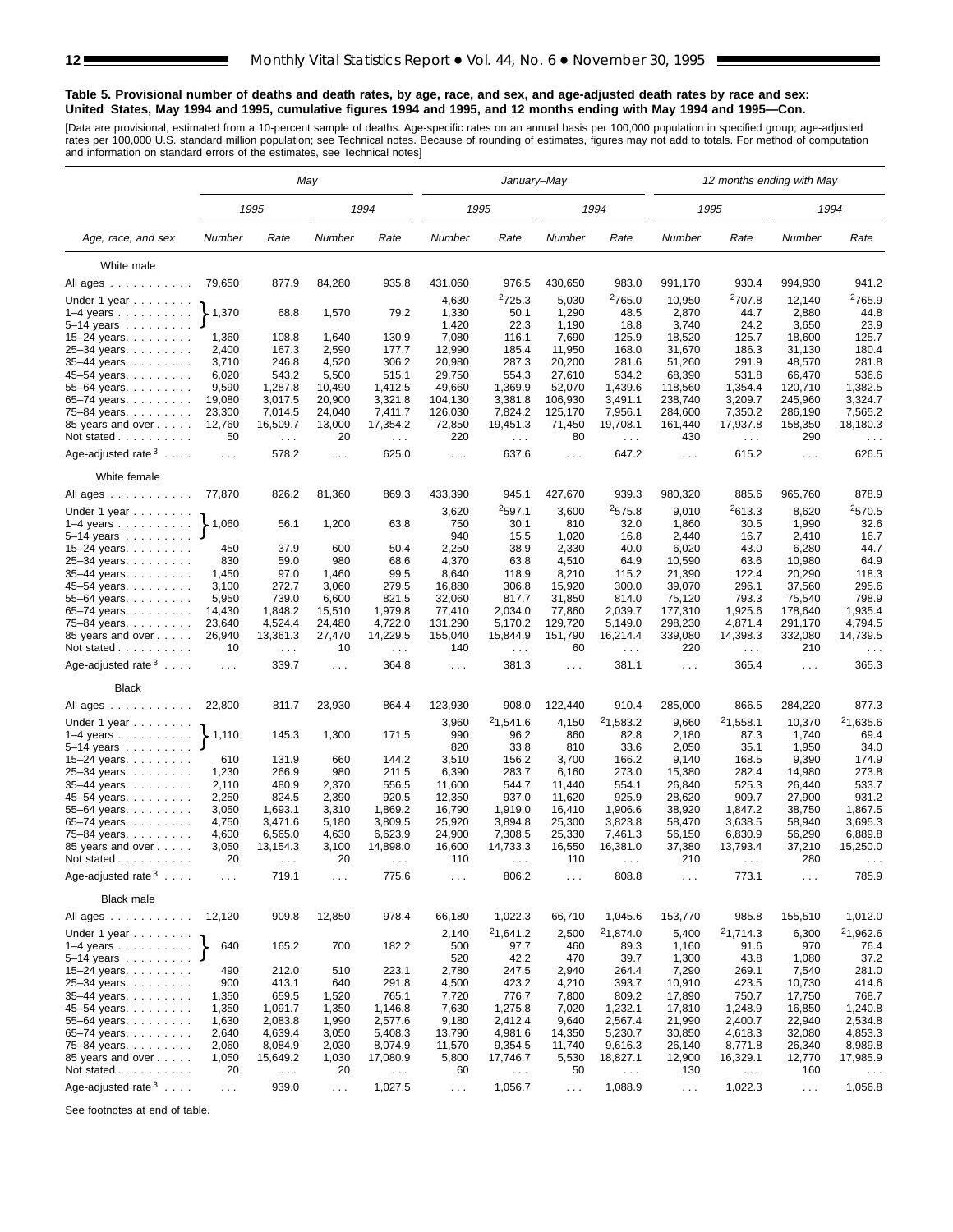**Table 5. Provisional number of deaths and death rates, by age, race, and sex, and age-adjusted death rates by race and sex: United States, May 1994 and 1995, cumulative figures 1994 and 1995, and 12 months ending with May 1994 and 1995—Con.**

[Data are provisional, estimated from a 10-percent sample of deaths. Age-specific rates on an annual basis per 100,000 population in specified group; age-adjusted rates per 100,000 U.S. standard million population; see Technical notes. Because of rounding of estimates, figures may not add to totals. For method of computation and information on standard errors of the estimates, see Technical notes]

| Age, race, and sex | May | | | | January–May | | | | 12 months ending with May | | | |
|---|---|---|---|---|---|---|---|---|---|---|---|---|
| | 1995 | | 1994 | | 1995 | | 1994 | | 1995 | | 1994 | |
| | Number | Rate | Number | Rate | Number | Rate | Number | Rate | Number | Rate | Number | Rate |
| **White male** | | | | | | | | | | | | |
| All ages | 79,650 | 877.9 | 84,280 | 935.8 | 431,060 | 976.5 | 430,650 | 983.0 | 991,170 | 930.4 | 994,930 | 941.2 |
| Under 1 year | 1,370 | 68.8 | 1,570 | 79.2 | 4,630 | [2]725.3 | 5,030 | [2]765.0 | 10,950 | [2]707.8 | 12,140 | [2]765.9 |
| 1–4 years | | | | | 1,330 | 50.1 | 1,290 | 48.5 | 2,870 | 44.7 | 2,880 | 44.8 |
| 5–14 years | | | | | 1,420 | 22.3 | 1,190 | 18.8 | 3,740 | 24.2 | 3,650 | 23.9 |
| 15–24 years | 1,360 | 108.8 | 1,640 | 130.9 | 7,080 | 116.1 | 7,690 | 125.9 | 18,520 | 125.7 | 18,600 | 125.7 |
| 25–34 years | 2,400 | 167.3 | 2,590 | 177.7 | 12,990 | 185.4 | 11,950 | 168.0 | 31,670 | 186.3 | 31,130 | 180.4 |
| 35–44 years | 3,710 | 246.8 | 4,520 | 306.2 | 20,980 | 287.3 | 20,200 | 281.6 | 51,260 | 291.9 | 48,570 | 281.8 |
| 45–54 years | 6,020 | 543.2 | 5,500 | 515.1 | 29,750 | 554.3 | 27,610 | 534.2 | 68,390 | 531.8 | 66,470 | 536.6 |
| 55–64 years | 9,590 | 1,287.8 | 10,490 | 1,412.5 | 49,660 | 1,369.9 | 52,070 | 1,439.6 | 118,560 | 1,354.4 | 120,710 | 1,382.5 |
| 65–74 years | 19,080 | 3,017.5 | 20,900 | 3,321.8 | 104,130 | 3,381.8 | 106,930 | 3,491.1 | 238,740 | 3,209.7 | 245,960 | 3,324.7 |
| 75–84 years | 23,300 | 7,014.5 | 24,040 | 7,411.7 | 126,030 | 7,824.2 | 125,170 | 7,956.1 | 284,600 | 7,350.2 | 286,190 | 7,565.2 |
| 85 years and over | 12,760 | 16,509.7 | 13,000 | 17,354.2 | 72,850 | 19,451.3 | 71,450 | 19,708.1 | 161,440 | 17,937.8 | 158,350 | 18,180.3 |
| Not stated | 50 | . . . | 20 | . . . | 220 | . . . | 80 | . . . | 430 | . . . | 290 | . . . |
| Age-adjusted rate[3] | . . . | 578.2 | . . . | 625.0 | . . . | 637.6 | . . . | 647.2 | . . . | 615.2 | . . . | 626.5 |
| **White female** | | | | | | | | | | | | |
| All ages | 77,870 | 826.2 | 81,360 | 869.3 | 433,390 | 945.1 | 427,670 | 939.3 | 980,320 | 885.6 | 965,760 | 878.9 |
| Under 1 year | 1,060 | 56.1 | 1,200 | 63.8 | 3,620 | [2]597.1 | 3,600 | [2]575.8 | 9,010 | [2]613.3 | 8,620 | [2]570.5 |
| 1–4 years | | | | | 750 | 30.1 | 810 | 32.0 | 1,860 | 30.5 | 1,990 | 32.6 |
| 5–14 years | | | | | 940 | 15.5 | 1,020 | 16.8 | 2,440 | 16.7 | 2,410 | 16.7 |
| 15–24 years | 450 | 37.9 | 600 | 50.4 | 2,250 | 38.9 | 2,330 | 40.0 | 6,020 | 43.0 | 6,280 | 44.7 |
| 25–34 years | 830 | 59.0 | 980 | 68.6 | 4,370 | 63.8 | 4,510 | 64.9 | 10,590 | 63.6 | 10,980 | 64.9 |
| 35–44 years | 1,450 | 97.0 | 1,460 | 99.5 | 8,640 | 118.9 | 8,210 | 115.2 | 21,390 | 122.4 | 20,290 | 118.3 |
| 45–54 years | 3,100 | 272.7 | 3,060 | 279.5 | 16,880 | 306.8 | 15,920 | 300.0 | 39,070 | 296.1 | 37,560 | 295.6 |
| 55–64 years | 5,950 | 739.0 | 6,600 | 821.5 | 32,060 | 817.7 | 31,850 | 814.0 | 75,120 | 793.3 | 75,540 | 798.9 |
| 65–74 years | 14,430 | 1,848.2 | 15,510 | 1,979.8 | 77,410 | 2,034.0 | 77,860 | 2,039.7 | 177,310 | 1,925.6 | 178,640 | 1,935.4 |
| 75–84 years | 23,640 | 4,524.4 | 24,480 | 4,722.0 | 131,290 | 5,170.2 | 129,720 | 5,149.0 | 298,230 | 4,871.4 | 291,170 | 4,794.5 |
| 85 years and over | 26,940 | 13,361.3 | 27,470 | 14,229.5 | 155,040 | 15,844.9 | 151,790 | 16,214.4 | 339,080 | 14,398.3 | 332,080 | 14,739.5 |
| Not stated | 10 | . . . | 10 | . . . | 140 | . . . | 60 | . . . | 220 | . . . | 210 | . . . |
| Age-adjusted rate[3] | . . . | 339.7 | . . . | 364.8 | . . . | 381.3 | . . . | 381.1 | . . . | 365.4 | . . . | 365.3 |
| **Black** | | | | | | | | | | | | |
| All ages | 22,800 | 811.7 | 23,930 | 864.4 | 123,930 | 908.0 | 122,440 | 910.4 | 285,000 | 866.5 | 284,220 | 877.3 |
| Under 1 year | 1,110 | 145.3 | 1,300 | 171.5 | 3,960 | [2]1,541.6 | 4,150 | [2]1,583.2 | 9,660 | [2]1,558.1 | 10,370 | [2]1,635.6 |
| 1–4 years | | | | | 990 | 96.2 | 860 | 82.8 | 2,180 | 87.3 | 1,740 | 69.4 |
| 5–14 years | | | | | 820 | 33.8 | 810 | 33.6 | 2,050 | 35.1 | 1,950 | 34.0 |
| 15–24 years | 610 | 131.9 | 660 | 144.2 | 3,510 | 156.2 | 3,700 | 166.2 | 9,140 | 168.5 | 9,390 | 174.9 |
| 25–34 years | 1,230 | 266.9 | 980 | 211.5 | 6,390 | 283.7 | 6,160 | 273.0 | 15,380 | 282.4 | 14,980 | 273.8 |
| 35–44 years | 2,110 | 480.9 | 2,370 | 556.5 | 11,600 | 544.7 | 11,440 | 554.1 | 26,840 | 525.3 | 26,440 | 533.7 |
| 45–54 years | 2,250 | 824.5 | 2,390 | 920.5 | 12,350 | 937.0 | 11,620 | 925.9 | 28,620 | 909.7 | 27,900 | 931.2 |
| 55–64 years | 3,050 | 1,693.1 | 3,310 | 1,869.2 | 16,790 | 1,919.0 | 16,410 | 1,906.6 | 38,920 | 1,847.2 | 38,750 | 1,867.5 |
| 65–74 years | 4,750 | 3,471.6 | 5,180 | 3,809.5 | 25,920 | 3,894.8 | 25,300 | 3,823.8 | 58,470 | 3,638.5 | 58,940 | 3,695.3 |
| 75–84 years | 4,600 | 6,565.0 | 4,630 | 6,623.9 | 24,900 | 7,308.5 | 25,330 | 7,461.3 | 56,150 | 6,830.9 | 56,290 | 6,889.8 |
| 85 years and over | 3,050 | 13,154.3 | 3,100 | 14,898.0 | 16,600 | 14,733.3 | 16,550 | 16,381.0 | 37,380 | 13,793.4 | 37,210 | 15,250.0 |
| Not stated | 20 | . . . | 20 | . . . | 110 | . . . | 110 | . . . | 210 | . . . | 280 | . . . |
| Age-adjusted rate[3] | . . . | 719.1 | . . . | 775.6 | . . . | 806.2 | . . . | 808.8 | . . . | 773.1 | . . . | 785.9 |
| **Black male** | | | | | | | | | | | | |
| All ages | 12,120 | 909.8 | 12,850 | 978.4 | 66,180 | 1,022.3 | 66,710 | 1,045.6 | 153,770 | 985.8 | 155,510 | 1,012.0 |
| Under 1 year | 640 | 165.2 | 700 | 182.2 | 2,140 | [2]1,641.2 | 2,500 | [2]1,874.0 | 5,400 | [2]1,714.3 | 6,300 | [2]1,962.6 |
| 1–4 years | | | | | 500 | 97.7 | 460 | 89.3 | 1,160 | 91.6 | 970 | 76.4 |
| 5–14 years | | | | | 520 | 42.2 | 470 | 39.7 | 1,300 | 43.8 | 1,080 | 37.2 |
| 15–24 years | 490 | 212.0 | 510 | 223.1 | 2,780 | 247.5 | 2,940 | 264.4 | 7,290 | 269.1 | 7,540 | 281.0 |
| 25–34 years | 900 | 413.1 | 640 | 291.8 | 4,500 | 423.2 | 4,210 | 393.7 | 10,910 | 423.5 | 10,730 | 414.6 |
| 35–44 years | 1,350 | 659.5 | 1,520 | 765.1 | 7,720 | 776.7 | 7,800 | 809.2 | 17,890 | 750.7 | 17,750 | 768.7 |
| 45–54 years | 1,350 | 1,091.7 | 1,350 | 1,146.8 | 7,630 | 1,275.8 | 7,020 | 1,232.1 | 17,810 | 1,248.9 | 16,850 | 1,240.8 |
| 55–64 years | 1,630 | 2,083.8 | 1,990 | 2,577.6 | 9,180 | 2,412.4 | 9,640 | 2,567.4 | 21,990 | 2,400.7 | 22,940 | 2,534.8 |
| 65–74 years | 2,640 | 4,639.4 | 3,050 | 5,408.3 | 13,790 | 4,981.6 | 14,350 | 5,230.7 | 30,850 | 4,618.3 | 32,080 | 4,853.3 |
| 75–84 years | 2,060 | 8,084.9 | 2,030 | 8,074.9 | 11,570 | 9,354.5 | 11,740 | 9,616.3 | 26,140 | 8,771.8 | 26,340 | 8,989.8 |
| 85 years and over | 1,050 | 15,649.2 | 1,030 | 17,080.9 | 5,800 | 17,746.7 | 5,530 | 18,827.1 | 12,900 | 16,329.1 | 12,770 | 17,985.9 |
| Not stated | 20 | . . . | 20 | . . . | 60 | . . . | 50 | . . . | 130 | . . . | 160 | . . . |
| Age-adjusted rate[3] | . . . | 939.0 | . . . | 1,027.5 | . . . | 1,056.7 | . . . | 1,088.9 | . . . | 1,022.3 | . . . | 1,056.8 |

Note: For May 1995 and May 1994, figures shown on the "Under 1 year" row are a single bracketed value covering ages under 1 year through 5–14 years.

See footnotes at end of table.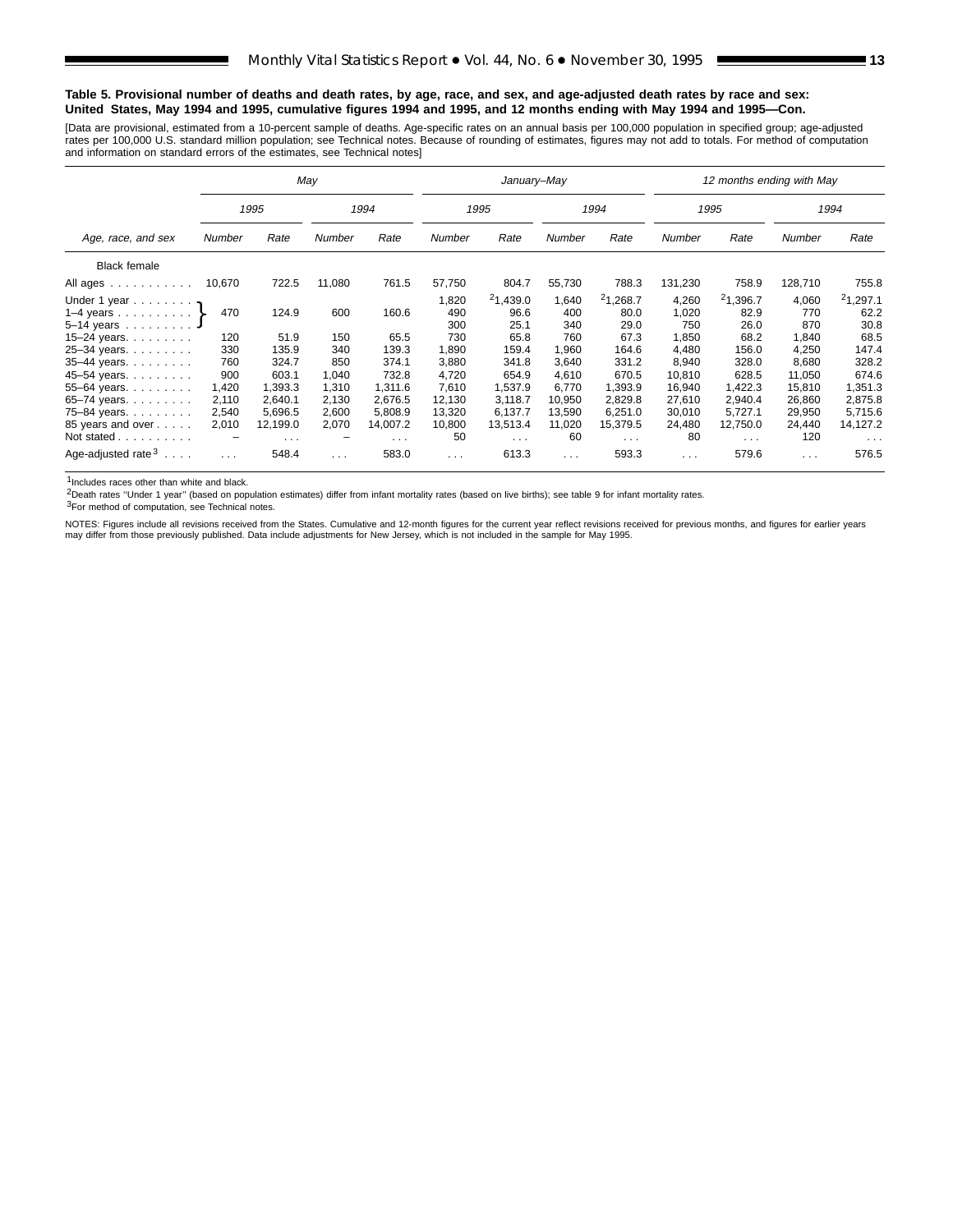**Table 5. Provisional number of deaths and death rates, by age, race, and sex, and age-adjusted death rates by race and sex: United States, May 1994 and 1995, cumulative figures 1994 and 1995, and 12 months ending with May 1994 and 1995—Con.**

[Data are provisional, estimated from a 10-percent sample of deaths. Age-specific rates on an annual basis per 100,000 population in specified group; age-adjusted rates per 100,000 U.S. standard million population; see Technical notes. Because of rounding of estimates, figures may not add to totals. For method of computation and information on standard errors of the estimates, see Technical notes]

| Age, race, and sex | May | | | | January–May | | | | 12 months ending with May | | | |
|---|---|---|---|---|---|---|---|---|---|---|---|---|
| | 1995 | | 1994 | | 1995 | | 1994 | | 1995 | | 1994 | |
| | Number | Rate | Number | Rate | Number | Rate | Number | Rate | Number | Rate | Number | Rate |
| Black female | | | | | | | | | | | | |
| All ages | 10,670 | 722.5 | 11,080 | 761.5 | 57,750 | 804.7 | 55,730 | 788.3 | 131,230 | 758.9 | 128,710 | 755.8 |
| Under 1 year | 470 | 124.9 | 600 | 160.6 | 1,820 | [2]1,439.0 | 1,640 | [2]1,268.7 | 4,260 | [2]1,396.7 | 4,060 | [2]1,297.1 |
| 1–4 years | | | | | 490 | 96.6 | 400 | 80.0 | 1,020 | 82.9 | 770 | 62.2 |
| 5–14 years | | | | | 300 | 25.1 | 340 | 29.0 | 750 | 26.0 | 870 | 30.8 |
| 15–24 years | 120 | 51.9 | 150 | 65.5 | 730 | 65.8 | 760 | 67.3 | 1,850 | 68.2 | 1,840 | 68.5 |
| 25–34 years | 330 | 135.9 | 340 | 139.3 | 1,890 | 159.4 | 1,960 | 164.6 | 4,480 | 156.0 | 4,250 | 147.4 |
| 35–44 years | 760 | 324.7 | 850 | 374.1 | 3,880 | 341.8 | 3,640 | 331.2 | 8,940 | 328.0 | 8,680 | 328.2 |
| 45–54 years | 900 | 603.1 | 1,040 | 732.8 | 4,720 | 654.9 | 4,610 | 670.5 | 10,810 | 628.5 | 11,050 | 674.6 |
| 55–64 years | 1,420 | 1,393.3 | 1,310 | 1,311.6 | 7,610 | 1,537.9 | 6,770 | 1,393.9 | 16,940 | 1,422.3 | 15,810 | 1,351.3 |
| 65–74 years | 2,110 | 2,640.1 | 2,130 | 2,676.5 | 12,130 | 3,118.7 | 10,950 | 2,829.8 | 27,610 | 2,940.4 | 26,860 | 2,875.8 |
| 75–84 years | 2,540 | 5,696.5 | 2,600 | 5,808.9 | 13,320 | 6,137.7 | 13,590 | 6,251.0 | 30,010 | 5,727.1 | 29,950 | 5,715.6 |
| 85 years and over | 2,010 | 12,199.0 | 2,070 | 14,007.2 | 10,800 | 13,513.4 | 11,020 | 15,379.5 | 24,480 | 12,750.0 | 24,440 | 14,127.2 |
| Not stated | – | . . . | – | . . . | 50 | . . . | 60 | . . . | 80 | . . . | 120 | . . . |
| Age-adjusted rate[3] | . . . | 548.4 | . . . | 583.0 | . . . | 613.3 | . . . | 593.3 | . . . | 579.6 | . . . | 576.5 |

Note: For May 1995 and May 1994, the figures shown for "Under 1 year" (470, 124.9; 600, 160.6) are bracketed together and cover the combined ages Under 1 year, 1–4 years, and 5–14 years.

[1]Includes races other than white and black.

[2]Death rates ''Under 1 year'' (based on population estimates) differ from infant mortality rates (based on live births); see table 9 for infant mortality rates.

[3]For method of computation, see Technical notes.

NOTES: Figures include all revisions received from the States. Cumulative and 12-month figures for the current year reflect revisions received for previous months, and figures for earlier years may differ from those previously published. Data include adjustments for New Jersey, which is not included in the sample for May 1995.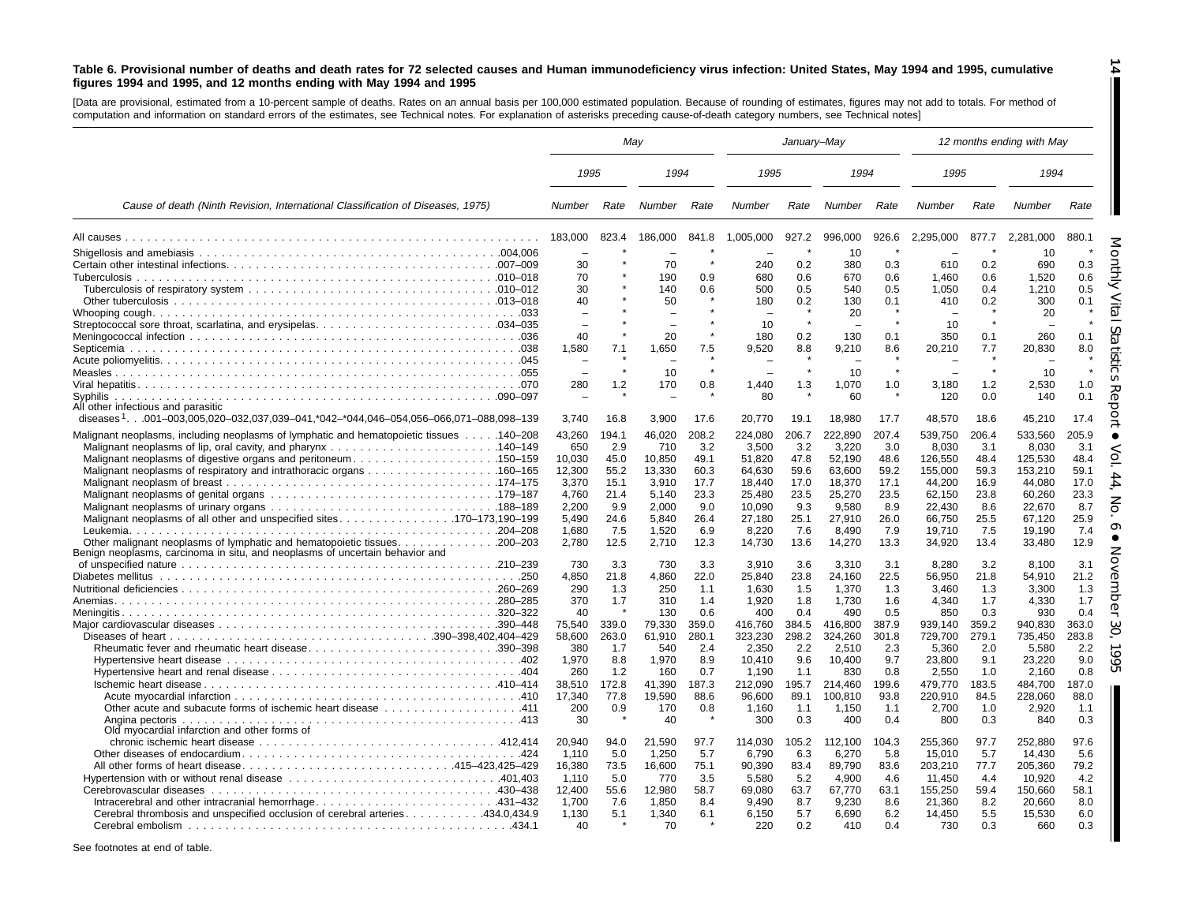**Table 6. Provisional number of deaths and death rates for 72 selected causes and Human immunodeficiency virus infection: United States, May 1994 and 1995, cumulative figures 1994 and 1995, and 12 months ending with May 1994 and 1995**

[Data are provisional, estimated from a 10-percent sample of deaths. Rates on an annual basis per 100,000 estimated population. Because of rounding of estimates, figures may not add to totals. For method of computation and information on standard errors of the estimates, see Technical notes. For explanation of asterisks preceding cause-of-death category numbers, see Technical notes]

| Cause of death (Ninth Revision, International Classification of Diseases, 1975) | May | | | | January–May | | | | 12 months ending with May | | | |
|---|---|---|---|---|---|---|---|---|---|---|---|---|
| | 1995 | | 1994 | | 1995 | | 1994 | | 1995 | | 1994 | |
| | Number | Rate | Number | Rate | Number | Rate | Number | Rate | Number | Rate | Number | Rate |
| All causes | 183,000 | 823.4 | 186,000 | 841.8 | 1,005,000 | 927.2 | 996,000 | 926.6 | 2,295,000 | 877.7 | 2,281,000 | 880.1 |
| Shigellosis and amebiasis .004,006 | – | * | – | * | – | * | 10 | * | – | * | 10 | * |
| Certain other intestinal infections .007–009 | 30 | * | 70 | * | 240 | 0.2 | 380 | 0.3 | 610 | 0.2 | 690 | 0.3 |
| Tuberculosis .010–018 | 70 | * | 190 | 0.9 | 680 | 0.6 | 670 | 0.6 | 1,460 | 0.6 | 1,520 | 0.6 |
| Tuberculosis of respiratory system .010–012 | 30 | * | 140 | 0.6 | 500 | 0.5 | 540 | 0.5 | 1,050 | 0.4 | 1,210 | 0.5 |
| Other tuberculosis .013–018 | 40 | * | 50 | * | 180 | 0.2 | 130 | 0.1 | 410 | 0.2 | 300 | 0.1 |
| Whooping cough .033 | – | * | – | * | – | * | 20 | * | – | * | 20 | * |
| Streptococcal sore throat, scarlatina, and erysipelas .034–035 | – | * | – | * | 10 | * | – | * | 10 | * | – | * |
| Meningococcal infection .036 | 40 | * | 20 | * | 180 | 0.2 | 130 | 0.1 | 350 | 0.1 | 260 | 0.1 |
| Septicemia .038 | 1,580 | 7.1 | 1,650 | 7.5 | 9,520 | 8.8 | 9,210 | 8.6 | 20,210 | 7.7 | 20,830 | 8.0 |
| Acute poliomyelitis .045 | – | * | – | * | – | * | – | * | – | * | – | * |
| Measles .055 | – | * | 10 | * | – | * | 10 | * | – | * | 10 | * |
| Viral hepatitis .070 | 280 | 1.2 | 170 | 0.8 | 1,440 | 1.3 | 1,070 | 1.0 | 3,180 | 1.2 | 2,530 | 1.0 |
| Syphilis .090–097 | – | * | – | * | 80 | * | 60 | * | 120 | 0.0 | 140 | 0.1 |
| All other infectious and parasitic diseases[1] .001–003,005,020–032,037,039–041,*042–*044,046–054,056–066,071–088,098–139 | 3,740 | 16.8 | 3,900 | 17.6 | 20,770 | 19.1 | 18,980 | 17.7 | 48,570 | 18.6 | 45,210 | 17.4 |
| Malignant neoplasms, including neoplasms of lymphatic and hematopoietic tissues .140–208 | 43,260 | 194.1 | 46,020 | 208.2 | 224,080 | 206.7 | 222,890 | 207.4 | 539,750 | 206.4 | 533,560 | 205.9 |
| Malignant neoplasms of lip, oral cavity, and pharynx .140–149 | 650 | 2.9 | 710 | 3.2 | 3,500 | 3.2 | 3,220 | 3.0 | 8,030 | 3.1 | 8,030 | 3.1 |
| Malignant neoplasms of digestive organs and peritoneum .150–159 | 10,030 | 45.0 | 10,850 | 49.1 | 51,820 | 47.8 | 52,190 | 48.6 | 126,550 | 48.4 | 125,530 | 48.4 |
| Malignant neoplasms of respiratory and intrathoracic organs .160–165 | 12,300 | 55.2 | 13,330 | 60.3 | 64,630 | 59.6 | 63,600 | 59.2 | 155,000 | 59.3 | 153,210 | 59.1 |
| Malignant neoplasm of breast .174–175 | 3,370 | 15.1 | 3,910 | 17.7 | 18,440 | 17.0 | 18,370 | 17.1 | 44,200 | 16.9 | 44,080 | 17.0 |
| Malignant neoplasms of genital organs .179–187 | 4,760 | 21.4 | 5,140 | 23.3 | 25,480 | 23.5 | 25,270 | 23.5 | 62,150 | 23.8 | 60,260 | 23.3 |
| Malignant neoplasms of urinary organs .188–189 | 2,200 | 9.9 | 2,000 | 9.0 | 10,090 | 9.3 | 9,580 | 8.9 | 22,430 | 8.6 | 22,670 | 8.7 |
| Malignant neoplasms of all other and unspecified sites .170–173,190–199 | 5,490 | 24.6 | 5,840 | 26.4 | 27,180 | 25.1 | 27,910 | 26.0 | 66,750 | 25.5 | 67,120 | 25.9 |
| Leukemia .204–208 | 1,680 | 7.5 | 1,520 | 6.9 | 8,220 | 7.6 | 8,490 | 7.9 | 19,710 | 7.5 | 19,190 | 7.4 |
| Other malignant neoplasms of lymphatic and hematopoietic tissues .200–203 | 2,780 | 12.5 | 2,710 | 12.3 | 14,730 | 13.6 | 14,270 | 13.3 | 34,920 | 13.4 | 33,480 | 12.9 |
| Benign neoplasms, carcinoma in situ, and neoplasms of uncertain behavior and of unspecified nature .210–239 | 730 | 3.3 | 730 | 3.3 | 3,910 | 3.6 | 3,310 | 3.1 | 8,280 | 3.2 | 8,100 | 3.1 |
| Diabetes mellitus .250 | 4,850 | 21.8 | 4,860 | 22.0 | 25,840 | 23.8 | 24,160 | 22.5 | 56,950 | 21.8 | 54,910 | 21.2 |
| Nutritional deficiencies .260–269 | 290 | 1.3 | 250 | 1.1 | 1,630 | 1.5 | 1,370 | 1.3 | 3,460 | 1.3 | 3,300 | 1.3 |
| Anemias .280–285 | 370 | 1.7 | 310 | 1.4 | 1,920 | 1.8 | 1,730 | 1.6 | 4,340 | 1.7 | 4,330 | 1.7 |
| Meningitis .320–322 | 40 | * | 130 | 0.6 | 400 | 0.4 | 490 | 0.5 | 850 | 0.3 | 930 | 0.4 |
| Major cardiovascular diseases .390–448 | 75,540 | 339.0 | 79,330 | 359.0 | 416,760 | 384.5 | 416,800 | 387.9 | 939,140 | 359.2 | 940,830 | 363.0 |
| Diseases of heart .390–398,402,404–429 | 58,600 | 263.0 | 61,910 | 280.1 | 323,230 | 298.2 | 324,260 | 301.8 | 729,700 | 279.1 | 735,450 | 283.8 |
| Rheumatic fever and rheumatic heart disease .390–398 | 380 | 1.7 | 540 | 2.4 | 2,350 | 2.2 | 2,510 | 2.3 | 5,360 | 2.0 | 5,580 | 2.2 |
| Hypertensive heart disease .402 | 1,970 | 8.8 | 1,970 | 8.9 | 10,410 | 9.6 | 10,400 | 9.7 | 23,800 | 9.1 | 23,220 | 9.0 |
| Hypertensive heart and renal disease .404 | 260 | 1.2 | 160 | 0.7 | 1,190 | 1.1 | 830 | 0.8 | 2,550 | 1.0 | 2,160 | 0.8 |
| Ischemic heart disease .410–414 | 38,510 | 172.8 | 41,390 | 187.3 | 212,090 | 195.7 | 214,460 | 199.6 | 479,770 | 183.5 | 484,700 | 187.0 |
| Acute myocardial infarction .410 | 17,340 | 77.8 | 19,590 | 88.6 | 96,600 | 89.1 | 100,810 | 93.8 | 220,910 | 84.5 | 228,060 | 88.0 |
| Other acute and subacute forms of ischemic heart disease .411 | 200 | 0.9 | 170 | 0.8 | 1,160 | 1.1 | 1,150 | 1.1 | 2,700 | 1.0 | 2,920 | 1.1 |
| Angina pectoris .413 | 30 | * | 40 | * | 300 | 0.3 | 400 | 0.4 | 800 | 0.3 | 840 | 0.3 |
| Old myocardial infarction and other forms of chronic ischemic heart disease .412,414 | 20,940 | 94.0 | 21,590 | 97.7 | 114,030 | 105.2 | 112,100 | 104.3 | 255,360 | 97.7 | 252,880 | 97.6 |
| Other diseases of endocardium .424 | 1,110 | 5.0 | 1,250 | 5.7 | 6,790 | 6.3 | 6,270 | 5.8 | 15,010 | 5.7 | 14,430 | 5.6 |
| All other forms of heart disease .415–423,425–429 | 16,380 | 73.5 | 16,600 | 75.1 | 90,390 | 83.4 | 89,790 | 83.6 | 203,210 | 77.7 | 205,360 | 79.2 |
| Hypertension with or without renal disease .401,403 | 1,110 | 5.0 | 770 | 3.5 | 5,580 | 5.2 | 4,900 | 4.6 | 11,450 | 4.4 | 10,920 | 4.2 |
| Cerebrovascular diseases .430–438 | 12,400 | 55.6 | 12,980 | 58.7 | 69,080 | 63.7 | 67,770 | 63.1 | 155,250 | 59.4 | 150,660 | 58.1 |
| Intracerebral and other intracranial hemorrhage .431–432 | 1,700 | 7.6 | 1,850 | 8.4 | 9,490 | 8.7 | 9,230 | 8.6 | 21,360 | 8.2 | 20,660 | 8.0 |
| Cerebral thrombosis and unspecified occlusion of cerebral arteries .434.0,434.9 | 1,130 | 5.1 | 1,340 | 6.1 | 6,150 | 5.7 | 6,690 | 6.2 | 14,450 | 5.5 | 15,530 | 6.0 |
| Cerebral embolism .434.1 | 40 | * | 70 | * | 220 | 0.2 | 410 | 0.4 | 730 | 0.3 | 660 | 0.3 |

See footnotes at end of table.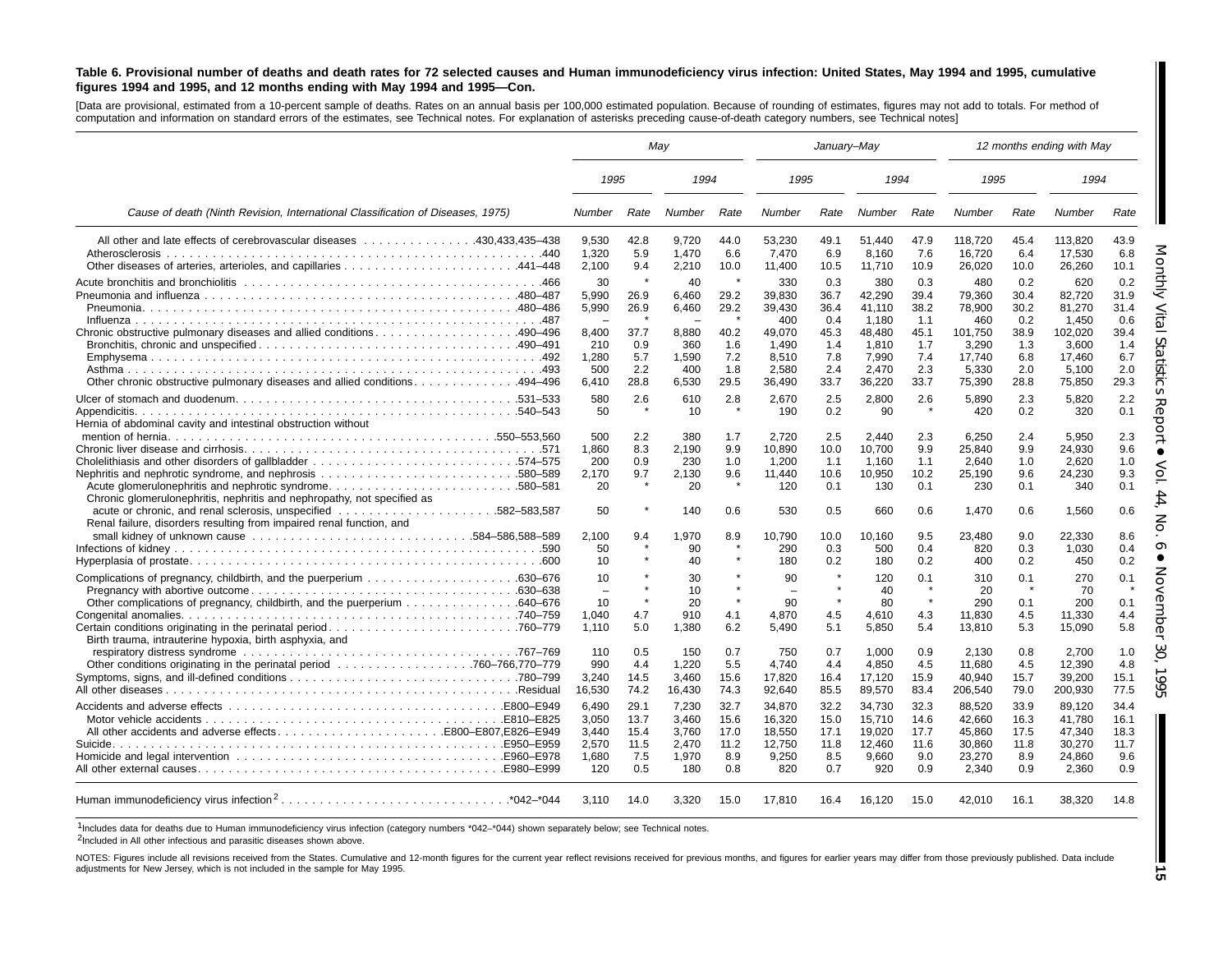**Table 6. Provisional number of deaths and death rates for 72 selected causes and Human immunodeficiency virus infection: United States, May 1994 and 1995, cumulative figures 1994 and 1995, and 12 months ending with May 1994 and 1995—Con.**

[Data are provisional, estimated from a 10-percent sample of deaths. Rates on an annual basis per 100,000 estimated population. Because of rounding of estimates, figures may not add to totals. For method of computation and information on standard errors of the estimates, see Technical notes. For explanation of asterisks preceding cause-of-death category numbers, see Technical notes]

| Cause of death (Ninth Revision, International Classification of Diseases, 1975) | May | | | | January–May | | | | 12 months ending with May | | | |
|---|---|---|---|---|---|---|---|---|---|---|---|---|
| | 1995 | | 1994 | | 1995 | | 1994 | | 1995 | | 1994 | |
| | Number | Rate | Number | Rate | Number | Rate | Number | Rate | Number | Rate | Number | Rate |
| All other and late effects of cerebrovascular diseases .430,433,435–438 | 9,530 | 42.8 | 9,720 | 44.0 | 53,230 | 49.1 | 51,440 | 47.9 | 118,720 | 45.4 | 113,820 | 43.9 |
| Atherosclerosis .440 | 1,320 | 5.9 | 1,470 | 6.6 | 7,470 | 6.9 | 8,160 | 7.6 | 16,720 | 6.4 | 17,530 | 6.8 |
| Other diseases of arteries, arterioles, and capillaries .441–448 | 2,100 | 9.4 | 2,210 | 10.0 | 11,400 | 10.5 | 11,710 | 10.9 | 26,020 | 10.0 | 26,260 | 10.1 |
| Acute bronchitis and bronchiolitis .466 | 30 | * | 40 | * | 330 | 0.3 | 380 | 0.3 | 480 | 0.2 | 620 | 0.2 |
| Pneumonia and influenza .480–487 | 5,990 | 26.9 | 6,460 | 29.2 | 39,830 | 36.7 | 42,290 | 39.4 | 79,360 | 30.4 | 82,720 | 31.9 |
| Pneumonia .480–486 | 5,990 | 26.9 | 6,460 | 29.2 | 39,430 | 36.4 | 41,110 | 38.2 | 78,900 | 30.2 | 81,270 | 31.4 |
| Influenza .487 | – | * | – | * | 400 | 0.4 | 1,180 | 1.1 | 460 | 0.2 | 1,450 | 0.6 |
| Chronic obstructive pulmonary diseases and allied conditions .490–496 | 8,400 | 37.7 | 8,880 | 40.2 | 49,070 | 45.3 | 48,480 | 45.1 | 101,750 | 38.9 | 102,020 | 39.4 |
| Bronchitis, chronic and unspecified .490–491 | 210 | 0.9 | 360 | 1.6 | 1,490 | 1.4 | 1,810 | 1.7 | 3,290 | 1.3 | 3,600 | 1.4 |
| Emphysema .492 | 1,280 | 5.7 | 1,590 | 7.2 | 8,510 | 7.8 | 7,990 | 7.4 | 17,740 | 6.8 | 17,460 | 6.7 |
| Asthma .493 | 500 | 2.2 | 400 | 1.8 | 2,580 | 2.4 | 2,470 | 2.3 | 5,330 | 2.0 | 5,100 | 2.0 |
| Other chronic obstructive pulmonary diseases and allied conditions .494–496 | 6,410 | 28.8 | 6,530 | 29.5 | 36,490 | 33.7 | 36,220 | 33.7 | 75,390 | 28.8 | 75,850 | 29.3 |
| Ulcer of stomach and duodenum .531–533 | 580 | 2.6 | 610 | 2.8 | 2,670 | 2.5 | 2,800 | 2.6 | 5,890 | 2.3 | 5,820 | 2.2 |
| Appendicitis .540–543 | 50 | * | 10 | * | 190 | 0.2 | 90 | * | 420 | 0.2 | 320 | 0.1 |
| Hernia of abdominal cavity and intestinal obstruction without mention of hernia .550–553,560 | 500 | 2.2 | 380 | 1.7 | 2,720 | 2.5 | 2,440 | 2.3 | 6,250 | 2.4 | 5,950 | 2.3 |
| Chronic liver disease and cirrhosis .571 | 1,860 | 8.3 | 2,190 | 9.9 | 10,890 | 10.0 | 10,700 | 9.9 | 25,840 | 9.9 | 24,930 | 9.6 |
| Cholelithiasis and other disorders of gallbladder .574–575 | 200 | 0.9 | 230 | 1.0 | 1,200 | 1.1 | 1,160 | 1.1 | 2,640 | 1.0 | 2,620 | 1.0 |
| Nephritis and nephrotic syndrome, and nephrosis .580–589 | 2,170 | 9.7 | 2,130 | 9.6 | 11,440 | 10.6 | 10,950 | 10.2 | 25,190 | 9.6 | 24,230 | 9.3 |
| Acute glomerulonephritis and nephrotic syndrome .580–581 | 20 | * | 20 | * | 120 | 0.1 | 130 | 0.1 | 230 | 0.1 | 340 | 0.1 |
| Chronic glomerulonephritis, nephritis and nephropathy, not specified as acute or chronic, and renal sclerosis, unspecified .582–583,587 | 50 | * | 140 | 0.6 | 530 | 0.5 | 660 | 0.6 | 1,470 | 0.6 | 1,560 | 0.6 |
| Renal failure, disorders resulting from impaired renal function, and small kidney of unknown cause .584–586,588–589 | 2,100 | 9.4 | 1,970 | 8.9 | 10,790 | 10.0 | 10,160 | 9.5 | 23,480 | 9.0 | 22,330 | 8.6 |
| Infections of kidney .590 | 50 | * | 90 | * | 290 | 0.3 | 500 | 0.4 | 820 | 0.3 | 1,030 | 0.4 |
| Hyperplasia of prostate .600 | 10 | * | 40 | * | 180 | 0.2 | 180 | 0.2 | 400 | 0.2 | 450 | 0.2 |
| Complications of pregnancy, childbirth, and the puerperium .630–676 | 10 | * | 30 | * | 90 | * | 120 | 0.1 | 310 | 0.1 | 270 | 0.1 |
| Pregnancy with abortive outcome .630–638 | – | * | 10 | * | – | * | 40 | * | 20 | * | 70 | * |
| Other complications of pregnancy, childbirth, and the puerperium .640–676 | 10 | * | 20 | * | 90 | * | 80 | * | 290 | 0.1 | 200 | 0.1 |
| Congenital anomalies .740–759 | 1,040 | 4.7 | 910 | 4.1 | 4,870 | 4.5 | 4,610 | 4.3 | 11,830 | 4.5 | 11,330 | 4.4 |
| Certain conditions originating in the perinatal period .760–779 | 1,110 | 5.0 | 1,380 | 6.2 | 5,490 | 5.1 | 5,850 | 5.4 | 13,810 | 5.3 | 15,090 | 5.8 |
| Birth trauma, intrauterine hypoxia, birth asphyxia, and respiratory distress syndrome .767–769 | 110 | 0.5 | 150 | 0.7 | 750 | 0.7 | 1,000 | 0.9 | 2,130 | 0.8 | 2,700 | 1.0 |
| Other conditions originating in the perinatal period .760–766,770–779 | 990 | 4.4 | 1,220 | 5.5 | 4,740 | 4.4 | 4,850 | 4.5 | 11,680 | 4.5 | 12,390 | 4.8 |
| Symptoms, signs, and ill-defined conditions .780–799 | 3,240 | 14.5 | 3,460 | 15.6 | 17,820 | 16.4 | 17,120 | 15.9 | 40,940 | 15.7 | 39,200 | 15.1 |
| All other diseases .Residual | 16,530 | 74.2 | 16,430 | 74.3 | 92,640 | 85.5 | 89,570 | 83.4 | 206,540 | 79.0 | 200,930 | 77.5 |
| Accidents and adverse effects .E800–E949 | 6,490 | 29.1 | 7,230 | 32.7 | 34,870 | 32.2 | 34,730 | 32.3 | 88,520 | 33.9 | 89,120 | 34.4 |
| Motor vehicle accidents .E810–E825 | 3,050 | 13.7 | 3,460 | 15.6 | 16,320 | 15.0 | 15,710 | 14.6 | 42,660 | 16.3 | 41,780 | 16.1 |
| All other accidents and adverse effects .E800–E807,E826–E949 | 3,440 | 15.4 | 3,760 | 17.0 | 18,550 | 17.1 | 19,020 | 17.7 | 45,860 | 17.5 | 47,340 | 18.3 |
| Suicide .E950–E959 | 2,570 | 11.5 | 2,470 | 11.2 | 12,750 | 11.8 | 12,460 | 11.6 | 30,860 | 11.8 | 30,270 | 11.7 |
| Homicide and legal intervention .E960–E978 | 1,680 | 7.5 | 1,970 | 8.9 | 9,250 | 8.5 | 9,660 | 9.0 | 23,270 | 8.9 | 24,860 | 9.6 |
| All other external causes .E980–E999 | 120 | 0.5 | 180 | 0.8 | 820 | 0.7 | 920 | 0.9 | 2,340 | 0.9 | 2,360 | 0.9 |
| Human immunodeficiency virus infection[2] .*042–*044 | 3,110 | 14.0 | 3,320 | 15.0 | 17,810 | 16.4 | 16,120 | 15.0 | 42,010 | 16.1 | 38,320 | 14.8 |

[1]Includes data for deaths due to Human immunodeficiency virus infection (category numbers *042–*044) shown separately below; see Technical notes.

[2]Included in All other infectious and parasitic diseases shown above.

NOTES: Figures include all revisions received from the States. Cumulative and 12-month figures for the current year reflect revisions received for previous months, and figures for earlier years may differ from those previously published. Data include adjustments for New Jersey, which is not included in the sample for May 1995.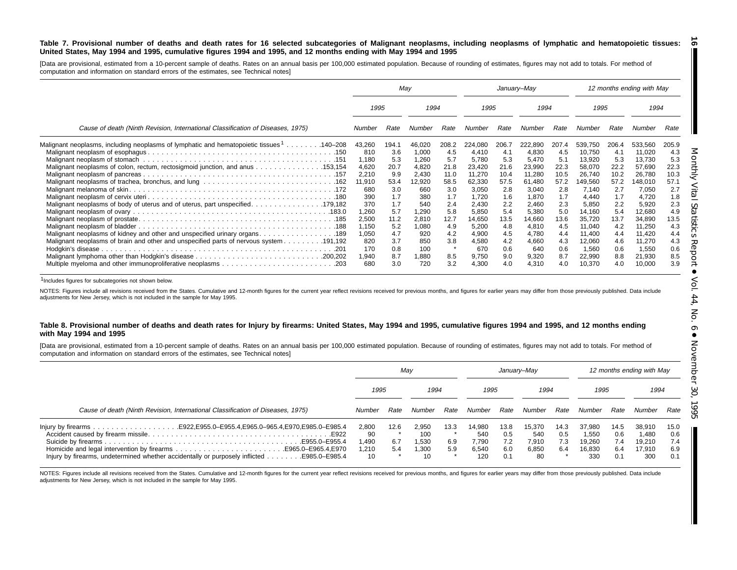**Table 7. Provisional number of deaths and death rates for 16 selected subcategories of Malignant neoplasms, including neoplasms of lymphatic and hematopoietic tissues: United States, May 1994 and 1995, cumulative figures 1994 and 1995, and 12 months ending with May 1994 and 1995**

[Data are provisional, estimated from a 10-percent sample of deaths. Rates on an annual basis per 100,000 estimated population. Because of rounding of estimates, figures may not add to totals. For method of computation and information on standard errors of the estimates, see Technical notes]

| Cause of death (Ninth Revision, International Classification of Diseases, 1975) | *May* | | | | *January–May* | | | | *12 months ending with May* | | | |
|---|---|---|---|---|---|---|---|---|---|---|---|---|
| | *1995* | | *1994* | | *1995* | | *1994* | | *1995* | | *1994* | |
| | *Number* | *Rate* | *Number* | *Rate* | *Number* | *Rate* | *Number* | *Rate* | *Number* | *Rate* | *Number* | *Rate* |
| Malignant neoplasms, including neoplasms of lymphatic and hematopoietic tissues[1] . . . . . . . .140–208 | 43,260 | 194.1 | 46,020 | 208.2 | 224,080 | 206.7 | 222,890 | 207.4 | 539,750 | 206.4 | 533,560 | 205.9 |
| Malignant neoplasm of esophagus . . . . . . . . . . . . . . . . . . . . . . . . . . . . . . . . . . . . . . . .150 | 810 | 3.6 | 1,000 | 4.5 | 4,410 | 4.1 | 4,830 | 4.5 | 10,750 | 4.1 | 11,020 | 4.3 |
| Malignant neoplasm of stomach . . . . . . . . . . . . . . . . . . . . . . . . . . . . . . . . . . . . . . . .151 | 1,180 | 5.3 | 1,260 | 5.7 | 5,780 | 5.3 | 5,470 | 5.1 | 13,920 | 5.3 | 13,730 | 5.3 |
| Malignant neoplasms of colon, rectum, rectosigmoid junction, and anus . . . . . . . . . . . . . . .153,154 | 4,620 | 20.7 | 4,820 | 21.8 | 23,420 | 21.6 | 23,990 | 22.3 | 58,070 | 22.2 | 57,690 | 22.3 |
| Malignant neoplasm of pancreas . . . . . . . . . . . . . . . . . . . . . . . . . . . . . . . . . . . . . . . .157 | 2,210 | 9.9 | 2,430 | 11.0 | 11,270 | 10.4 | 11,280 | 10.5 | 26,740 | 10.2 | 26,780 | 10.3 |
| Malignant neoplasms of trachea, bronchus, and lung . . . . . . . . . . . . . . . . . . . . . . . . . . . .162 | 11,910 | 53.4 | 12,920 | 58.5 | 62,330 | 57.5 | 61,480 | 57.2 | 149,560 | 57.2 | 148,010 | 57.1 |
| Malignant melanoma of skin . . . . . . . . . . . . . . . . . . . . . . . . . . . . . . . . . . . . . . . . . . .172 | 680 | 3.0 | 660 | 3.0 | 3,050 | 2.8 | 3,040 | 2.8 | 7,140 | 2.7 | 7,050 | 2.7 |
| Malignant neoplasm of cervix uteri . . . . . . . . . . . . . . . . . . . . . . . . . . . . . . . . . . . . . . .180 | 390 | 1.7 | 380 | 1.7 | 1,720 | 1.6 | 1,870 | 1.7 | 4,440 | 1.7 | 4,720 | 1.8 |
| Malignant neoplasms of body of uterus and of uterus, part unspecified. . . . . . . . . . . . . . . .179,182 | 370 | 1.7 | 540 | 2.4 | 2,430 | 2.2 | 2,460 | 2.3 | 5,850 | 2.2 | 5,920 | 2.3 |
| Malignant neoplasm of ovary . . . . . . . . . . . . . . . . . . . . . . . . . . . . . . . . . . . . . . . . . .183.0 | 1,260 | 5.7 | 1,290 | 5.8 | 5,850 | 5.4 | 5,380 | 5.0 | 14,160 | 5.4 | 12,680 | 4.9 |
| Malignant neoplasm of prostate. . . . . . . . . . . . . . . . . . . . . . . . . . . . . . . . . . . . . . . . .185 | 2,500 | 11.2 | 2,810 | 12.7 | 14,650 | 13.5 | 14,660 | 13.6 | 35,720 | 13.7 | 34,890 | 13.5 |
| Malignant neoplasm of bladder . . . . . . . . . . . . . . . . . . . . . . . . . . . . . . . . . . . . . . . . .188 | 1,150 | 5.2 | 1,080 | 4.9 | 5,200 | 4.8 | 4,810 | 4.5 | 11,040 | 4.2 | 11,250 | 4.3 |
| Malignant neoplasms of kidney and other and unspecified urinary organs. . . . . . . . . . . . . . . . .189 | 1,050 | 4.7 | 920 | 4.2 | 4,900 | 4.5 | 4,780 | 4.4 | 11,400 | 4.4 | 11,420 | 4.4 |
| Malignant neoplasms of brain and other and unspecified parts of nervous system . . . . . . . . .191,192 | 820 | 3.7 | 850 | 3.8 | 4,580 | 4.2 | 4,660 | 4.3 | 12,060 | 4.6 | 11,270 | 4.3 |
| Hodgkin's disease . . . . . . . . . . . . . . . . . . . . . . . . . . . . . . . . . . . . . . . . . . . . . . . .201 | 170 | 0.8 | 100 | * | 670 | 0.6 | 640 | 0.6 | 1,560 | 0.6 | 1,550 | 0.6 |
| Malignant lymphoma other than Hodgkin's disease . . . . . . . . . . . . . . . . . . . . . . . . . . . .200,202 | 1,940 | 8.7 | 1,880 | 8.5 | 9,750 | 9.0 | 9,320 | 8.7 | 22,990 | 8.8 | 21,930 | 8.5 |
| Multiple myeloma and other immunoproliferative neoplasms . . . . . . . . . . . . . . . . . . . . . . . . .203 | 680 | 3.0 | 720 | 3.2 | 4,300 | 4.0 | 4,310 | 4.0 | 10,370 | 4.0 | 10,000 | 3.9 |

[1]Includes figures for subcategories not shown below.

NOTES: Figures include all revisions received from the States. Cumulative and 12-month figures for the current year reflect revisions received for previous months, and figures for earlier years may differ from those previously published. Data include adjustments for New Jersey, which is not included in the sample for May 1995.

**Table 8. Provisional number of deaths and death rates for Injury by firearms: United States, May 1994 and 1995, cumulative figures 1994 and 1995, and 12 months ending with May 1994 and 1995**

[Data are provisional, estimated from a 10-percent sample of deaths. Rates on an annual basis per 100,000 estimated population. Because of rounding of estimates, figures may not add to totals. For method of computation and information on standard errors of the estimates, see Technical notes]

| Cause of death (Ninth Revision, International Classification of Diseases, 1975) | *May* | | | | *January–May* | | | | *12 months ending with May* | | | |
|---|---|---|---|---|---|---|---|---|---|---|---|---|
| | *1995* | | *1994* | | *1995* | | *1994* | | *1995* | | *1994* | |
| | *Number* | *Rate* | *Number* | *Rate* | *Number* | *Rate* | *Number* | *Rate* | *Number* | *Rate* | *Number* | *Rate* |
| Injury by firearms . . . . . . . . . . . . . . . . . . .E922,E955.0–E955.4,E965.0–965.4,E970,E985.0–E985.4 | 2,800 | 12.6 | 2,950 | 13.3 | 14,980 | 13.8 | 15,370 | 14.3 | 37,980 | 14.5 | 38,910 | 15.0 |
| Accident caused by firearm missile. . . . . . . . . . . . . . . . . . . . . . . . . . . . . . . . . . . . . . . .E922 | 90 | * | 100 | * | 540 | 0.5 | 540 | 0.5 | 1,550 | 0.6 | 1,480 | 0.6 |
| Suicide by firearms . . . . . . . . . . . . . . . . . . . . . . . . . . . . . . . . . . . . . . . . . . .E955.0–E955.4 | 1,490 | 6.7 | 1,530 | 6.9 | 7,790 | 7.2 | 7,910 | 7.3 | 19,260 | 7.4 | 19,210 | 7.4 |
| Homicide and legal intervention by firearms . . . . . . . . . . . . . . . . . . . . . . . .E965.0–E965.4,E970 | 1,210 | 5.4 | 1,300 | 5.9 | 6,540 | 6.0 | 6,850 | 6.4 | 16,830 | 6.4 | 17,910 | 6.9 |
| Injury by firearms, undetermined whether accidentally or purposely inflicted . . . . . . . .E985.0–E985.4 | 10 | * | 10 | * | 120 | 0.1 | 80 | * | 330 | 0.1 | 300 | 0.1 |

NOTES: Figures include all revisions received from the States. Cumulative and 12-month figures for the current year reflect revisions received for previous months, and figures for earlier years may differ from those previously published. Data include adjustments for New Jersey, which is not included in the sample for May 1995.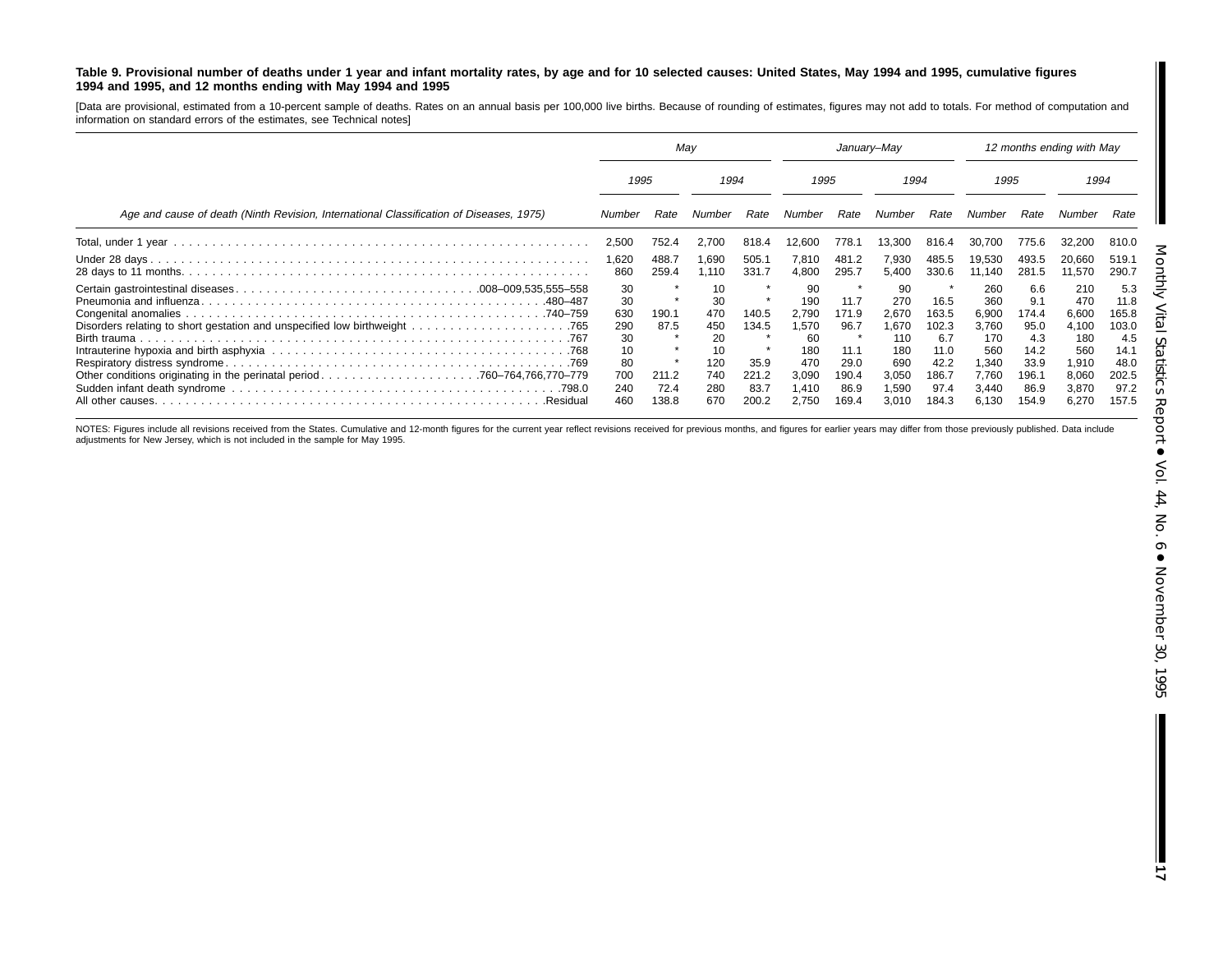**Table 9. Provisional number of deaths under 1 year and infant mortality rates, by age and for 10 selected causes: United States, May 1994 and 1995, cumulative figures 1994 and 1995, and 12 months ending with May 1994 and 1995**

[Data are provisional, estimated from a 10-percent sample of deaths. Rates on an annual basis per 100,000 live births. Because of rounding of estimates, figures may not add to totals. For method of computation and information on standard errors of the estimates, see Technical notes]

| Age and cause of death (Ninth Revision, International Classification of Diseases, 1975) | May | | | | January–May | | | | 12 months ending with May | | | |
|---|---|---|---|---|---|---|---|---|---|---|---|---|
| | 1995 | | 1994 | | 1995 | | 1994 | | 1995 | | 1994 | |
| | Number | Rate | Number | Rate | Number | Rate | Number | Rate | Number | Rate | Number | Rate |
| Total, under 1 year | 2,500 | 752.4 | 2,700 | 818.4 | 12,600 | 778.1 | 13,300 | 816.4 | 30,700 | 775.6 | 32,200 | 810.0 |
| Under 28 days | 1,620 | 488.7 | 1,690 | 505.1 | 7,810 | 481.2 | 7,930 | 485.5 | 19,530 | 493.5 | 20,660 | 519.1 |
| 28 days to 11 months | 860 | 259.4 | 1,110 | 331.7 | 4,800 | 295.7 | 5,400 | 330.6 | 11,140 | 281.5 | 11,570 | 290.7 |
| Certain gastrointestinal diseases . . . 008–009,535,555–558 | 30 | * | 10 | * | 90 | * | 90 | * | 260 | 6.6 | 210 | 5.3 |
| Pneumonia and influenza . . . 480–487 | 30 | * | 30 | * | 190 | 11.7 | 270 | 16.5 | 360 | 9.1 | 470 | 11.8 |
| Congenital anomalies . . . 740–759 | 630 | 190.1 | 470 | 140.5 | 2,790 | 171.9 | 2,670 | 163.5 | 6,900 | 174.4 | 6,600 | 165.8 |
| Disorders relating to short gestation and unspecified low birthweight . . . 765 | 290 | 87.5 | 450 | 134.5 | 1,570 | 96.7 | 1,670 | 102.3 | 3,760 | 95.0 | 4,100 | 103.0 |
| Birth trauma . . . 767 | 30 | * | 20 | * | 60 | * | 110 | 6.7 | 170 | 4.3 | 180 | 4.5 |
| Intrauterine hypoxia and birth asphyxia . . . 768 | 10 | * | 10 | * | 180 | 11.1 | 180 | 11.0 | 560 | 14.2 | 560 | 14.1 |
| Respiratory distress syndrome . . . 769 | 80 | * | 120 | 35.9 | 470 | 29.0 | 690 | 42.2 | 1,340 | 33.9 | 1,910 | 48.0 |
| Other conditions originating in the perinatal period . . . 760–764,766,770–779 | 700 | 211.2 | 740 | 221.2 | 3,090 | 190.4 | 3,050 | 186.7 | 7,760 | 196.1 | 8,060 | 202.5 |
| Sudden infant death syndrome . . . 798.0 | 240 | 72.4 | 280 | 83.7 | 1,410 | 86.9 | 1,590 | 97.4 | 3,440 | 86.9 | 3,870 | 97.2 |
| All other causes . . . Residual | 460 | 138.8 | 670 | 200.2 | 2,750 | 169.4 | 3,010 | 184.3 | 6,130 | 154.9 | 6,270 | 157.5 |

NOTES: Figures include all revisions received from the States. Cumulative and 12-month figures for the current year reflect revisions received for previous months, and figures for earlier years may differ from those previously published. Data include adjustments for New Jersey, which is not included in the sample for May 1995.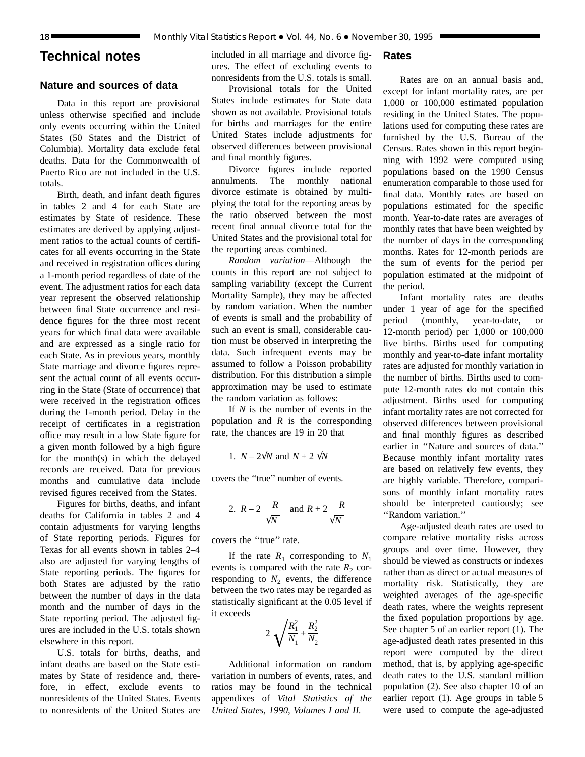# Technical notes

## Nature and sources of data

Data in this report are provisional unless otherwise specified and include only events occurring within the United States (50 States and the District of Columbia). Mortality data exclude fetal deaths. Data for the Commonwealth of Puerto Rico are not included in the U.S. totals.

Birth, death, and infant death figures in tables 2 and 4 for each State are estimates by State of residence. These estimates are derived by applying adjustment ratios to the actual counts of certificates for all events occurring in the State and received in registration offices during a 1-month period regardless of date of the event. The adjustment ratios for each data year represent the observed relationship between final State occurrence and residence figures for the three most recent years for which final data were available and are expressed as a single ratio for each State. As in previous years, monthly State marriage and divorce figures represent the actual count of all events occurring in the State (State of occurrence) that were received in the registration offices during the 1-month period. Delay in the receipt of certificates in a registration office may result in a low State figure for a given month followed by a high figure for the month(s) in which the delayed records are received. Data for previous months and cumulative data include revised figures received from the States.

Figures for births, deaths, and infant deaths for California in tables 2 and 4 contain adjustments for varying lengths of State reporting periods. Figures for Texas for all events shown in tables 2–4 also are adjusted for varying lengths of State reporting periods. The figures for both States are adjusted by the ratio between the number of days in the data month and the number of days in the State reporting period. The adjusted figures are included in the U.S. totals shown elsewhere in this report.

U.S. totals for births, deaths, and infant deaths are based on the State estimates by State of residence and, therefore, in effect, exclude events to nonresidents of the United States. Events to nonresidents of the United States are included in all marriage and divorce figures. The effect of excluding events to nonresidents from the U.S. totals is small.

Provisional totals for the United States include estimates for State data shown as not available. Provisional totals for births and marriages for the entire United States include adjustments for observed differences between provisional and final monthly figures.

Divorce figures include reported annulments. The monthly national divorce estimate is obtained by multiplying the total for the reporting areas by the ratio observed between the most recent final annual divorce total for the United States and the provisional total for the reporting areas combined.

*Random variation*—Although the counts in this report are not subject to sampling variability (except the Current Mortality Sample), they may be affected by random variation. When the number of events is small and the probability of such an event is small, considerable caution must be observed in interpreting the data. Such infrequent events may be assumed to follow a Poisson probability distribution. For this distribution a simple approximation may be used to estimate the random variation as follows:

If $N$ is the number of events in the population and $R$ is the corresponding rate, the chances are 19 in 20 that

1. $N - 2\sqrt{N}$ and $N + 2\sqrt{N}$

covers the ''true'' number of events.

2. $R - 2\dfrac{R}{\sqrt{N}}$ and $R + 2\dfrac{R}{\sqrt{N}}$

covers the ''true'' rate.

If the rate $R_1$ corresponding to $N_1$ events is compared with the rate $R_2$ corresponding to $N_2$ events, the difference between the two rates may be regarded as statistically significant at the 0.05 level if it exceeds

$$2\sqrt{\frac{R_1^2}{N_1} + \frac{R_2^2}{N_2}}$$

Additional information on random variation in numbers of events, rates, and ratios may be found in the technical appendixes of *Vital Statistics of the United States, 1990, Volumes I and II.*

## Rates

Rates are on an annual basis and, except for infant mortality rates, are per 1,000 or 100,000 estimated population residing in the United States. The populations used for computing these rates are furnished by the U.S. Bureau of the Census. Rates shown in this report beginning with 1992 were computed using populations based on the 1990 Census enumeration comparable to those used for final data. Monthly rates are based on populations estimated for the specific month. Year-to-date rates are averages of monthly rates that have been weighted by the number of days in the corresponding months. Rates for 12-month periods are the sum of events for the period per population estimated at the midpoint of the period.

Infant mortality rates are deaths under 1 year of age for the specified period (monthly, year-to-date, or 12-month period) per 1,000 or 100,000 live births. Births used for computing monthly and year-to-date infant mortality rates are adjusted for monthly variation in the number of births. Births used to compute 12-month rates do not contain this adjustment. Births used for computing infant mortality rates are not corrected for observed differences between provisional and final monthly figures as described earlier in ''Nature and sources of data.'' Because monthly infant mortality rates are based on relatively few events, they are highly variable. Therefore, comparisons of monthly infant mortality rates should be interpreted cautiously; see ''Random variation.''

Age-adjusted death rates are used to compare relative mortality risks across groups and over time. However, they should be viewed as constructs or indexes rather than as direct or actual measures of mortality risk. Statistically, they are weighted averages of the age-specific death rates, where the weights represent the fixed population proportions by age. See chapter 5 of an earlier report (1). The age-adjusted death rates presented in this report were computed by the direct method, that is, by applying age-specific death rates to the U.S. standard million population (2). See also chapter 10 of an earlier report (1). Age groups in table 5 were used to compute the age-adjusted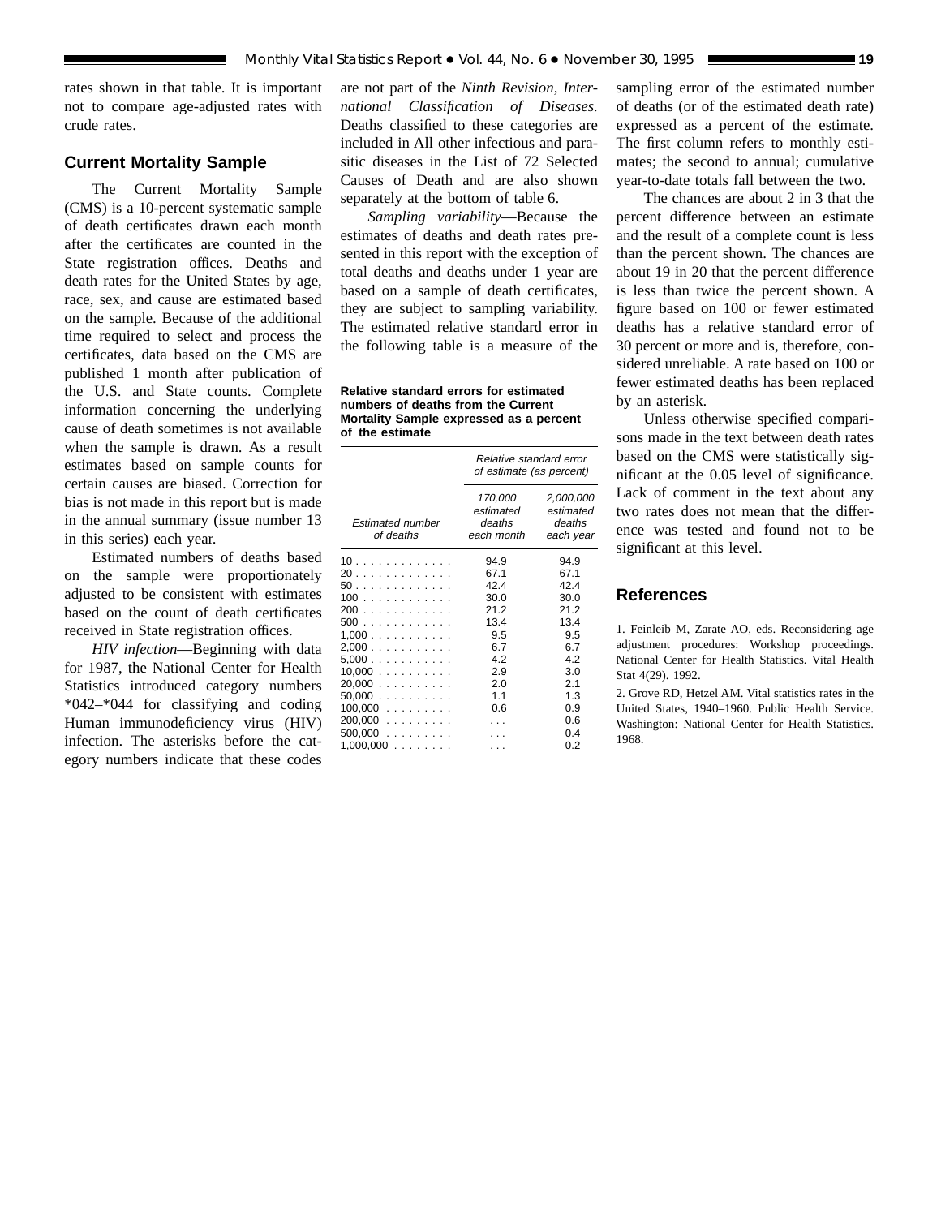rates shown in that table. It is important not to compare age-adjusted rates with crude rates.

## Current Mortality Sample

The Current Mortality Sample (CMS) is a 10-percent systematic sample of death certificates drawn each month after the certificates are counted in the State registration offices. Deaths and death rates for the United States by age, race, sex, and cause are estimated based on the sample. Because of the additional time required to select and process the certificates, data based on the CMS are published 1 month after publication of the U.S. and State counts. Complete information concerning the underlying cause of death sometimes is not available when the sample is drawn. As a result estimates based on sample counts for certain causes are biased. Correction for bias is not made in this report but is made in the annual summary (issue number 13 in this series) each year.

Estimated numbers of deaths based on the sample were proportionately adjusted to be consistent with estimates based on the count of death certificates received in State registration offices.

*HIV infection*—Beginning with data for 1987, the National Center for Health Statistics introduced category numbers *042–*044 for classifying and coding Human immunodeficiency virus (HIV) infection. The asterisks before the category numbers indicate that these codes are not part of the *Ninth Revision, International Classification of Diseases.* Deaths classified to these categories are included in All other infectious and parasitic diseases in the List of 72 Selected Causes of Death and are also shown separately at the bottom of table 6.

*Sampling variability*—Because the estimates of deaths and death rates presented in this report with the exception of total deaths and deaths under 1 year are based on a sample of death certificates, they are subject to sampling variability. The estimated relative standard error in the following table is a measure of the sampling error of the estimated number of deaths (or of the estimated death rate) expressed as a percent of the estimate. The first column refers to monthly estimates; the second to annual; cumulative year-to-date totals fall between the two.

**Relative standard errors for estimated numbers of deaths from the Current Mortality Sample expressed as a percent of the estimate**

| Estimated number of deaths | Relative standard error of estimate (as percent) | |
|---|---|---|
| | 170,000 estimated deaths each month | 2,000,000 estimated deaths each year |
| 10 | 94.9 | 94.9 |
| 20 | 67.1 | 67.1 |
| 50 | 42.4 | 42.4 |
| 100 | 30.0 | 30.0 |
| 200 | 21.2 | 21.2 |
| 500 | 13.4 | 13.4 |
| 1,000 | 9.5 | 9.5 |
| 2,000 | 6.7 | 6.7 |
| 5,000 | 4.2 | 4.2 |
| 10,000 | 2.9 | 3.0 |
| 20,000 | 2.0 | 2.1 |
| 50,000 | 1.1 | 1.3 |
| 100,000 | 0.6 | 0.9 |
| 200,000 | . . . | 0.6 |
| 500,000 | . . . | 0.4 |
| 1,000,000 | . . . | 0.2 |

The chances are about 2 in 3 that the percent difference between an estimate and the result of a complete count is less than the percent shown. The chances are about 19 in 20 that the percent difference is less than twice the percent shown. A figure based on 100 or fewer estimated deaths has a relative standard error of 30 percent or more and is, therefore, considered unreliable. A rate based on 100 or fewer estimated deaths has been replaced by an asterisk.

Unless otherwise specified comparisons made in the text between death rates based on the CMS were statistically significant at the 0.05 level of significance. Lack of comment in the text about any two rates does not mean that the difference was tested and found not to be significant at this level.

## References

1. Feinleib M, Zarate AO, eds. Reconsidering age adjustment procedures: Workshop proceedings. National Center for Health Statistics. Vital Health Stat 4(29). 1992.

2. Grove RD, Hetzel AM. Vital statistics rates in the United States, 1940–1960. Public Health Service. Washington: National Center for Health Statistics. 1968.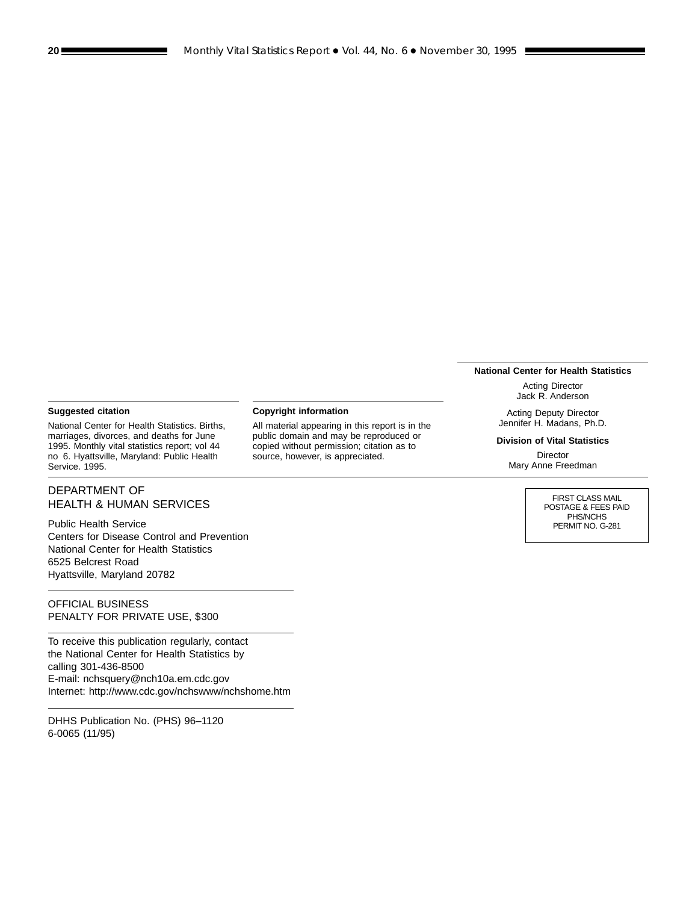**National Center for Health Statistics**

Acting Director
Jack R. Anderson

Acting Deputy Director
Jennifer H. Madans, Ph.D.

**Division of Vital Statistics**

Director
Mary Anne Freedman

**Suggested citation**

National Center for Health Statistics. Births, marriages, divorces, and deaths for June 1995. Monthly vital statistics report; vol 44 no 6. Hyattsville, Maryland: Public Health Service. 1995.

**Copyright information**

All material appearing in this report is in the public domain and may be reproduced or copied without permission; citation as to source, however, is appreciated.

DEPARTMENT OF
HEALTH & HUMAN SERVICES

Public Health Service
Centers for Disease Control and Prevention
National Center for Health Statistics
6525 Belcrest Road
Hyattsville, Maryland 20782

OFFICIAL BUSINESS
PENALTY FOR PRIVATE USE, $300

To receive this publication regularly, contact the National Center for Health Statistics by calling 301-436-8500
E-mail: nchsquery@nch10a.em.cdc.gov
Internet: http://www.cdc.gov/nchswww/nchshome.htm

DHHS Publication No. (PHS) 96–1120
6-0065 (11/95)

FIRST CLASS MAIL
POSTAGE & FEES PAID
PHS/NCHS
PERMIT NO. G-281